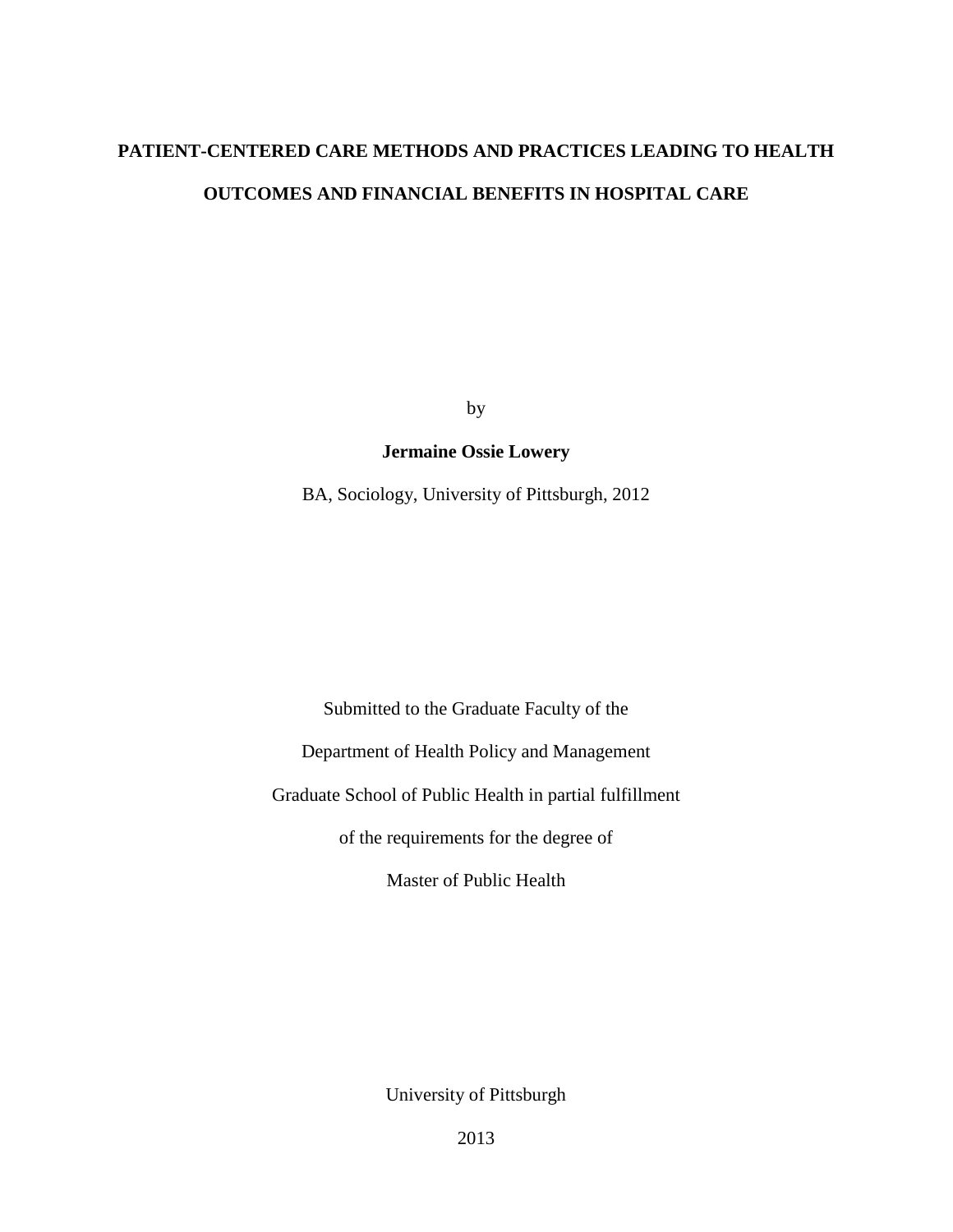# PATIENT-CENTERED CARE METHODS AND PRACTICES LEADING TO HEALTH OUTCOMES AND FINANCIAL BENEFITS IN HOSPITAL CARE

by

**Jermaine Ossie Lowery**

BA, Sociology, University of Pittsburgh, 2012

Submitted to the Graduate Faculty of the

Department of Health Policy and Management

Graduate School of Public Health in partial fulfillment

of the requirements for the degree of

Master of Public Health

University of Pittsburgh

2013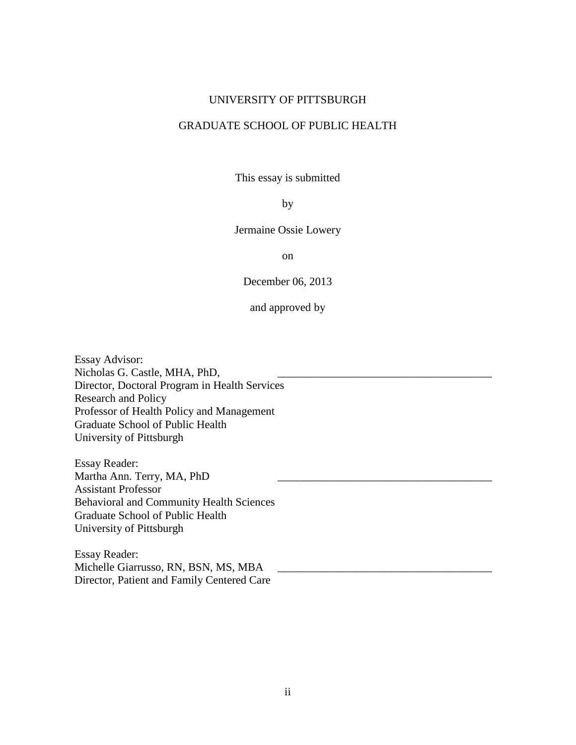UNIVERSITY OF PITTSBURGH

GRADUATE SCHOOL OF PUBLIC HEALTH

This essay is submitted

by

Jermaine Ossie Lowery

on

December 06, 2013

and approved by

Essay Advisor:
Nicholas G. Castle, MHA, PhD, \_\_\_\_\_\_\_\_\_\_\_\_\_\_\_\_\_\_\_\_\_\_\_\_\_\_\_\_\_\_\_\_\_\_\_\_\_\_
Director, Doctoral Program in Health Services Research and Policy
Professor of Health Policy and Management
Graduate School of Public Health
University of Pittsburgh

Essay Reader:
Martha Ann. Terry, MA, PhD \_\_\_\_\_\_\_\_\_\_\_\_\_\_\_\_\_\_\_\_\_\_\_\_\_\_\_\_\_\_\_\_\_\_\_\_\_\_
Assistant Professor
Behavioral and Community Health Sciences
Graduate School of Public Health
University of Pittsburgh

Essay Reader:
Michelle Giarrusso, RN, BSN, MS, MBA \_\_\_\_\_\_\_\_\_\_\_\_\_\_\_\_\_\_\_\_\_\_\_\_\_\_\_\_\_\_\_\_\_\_\_\_\_\_
Director, Patient and Family Centered Care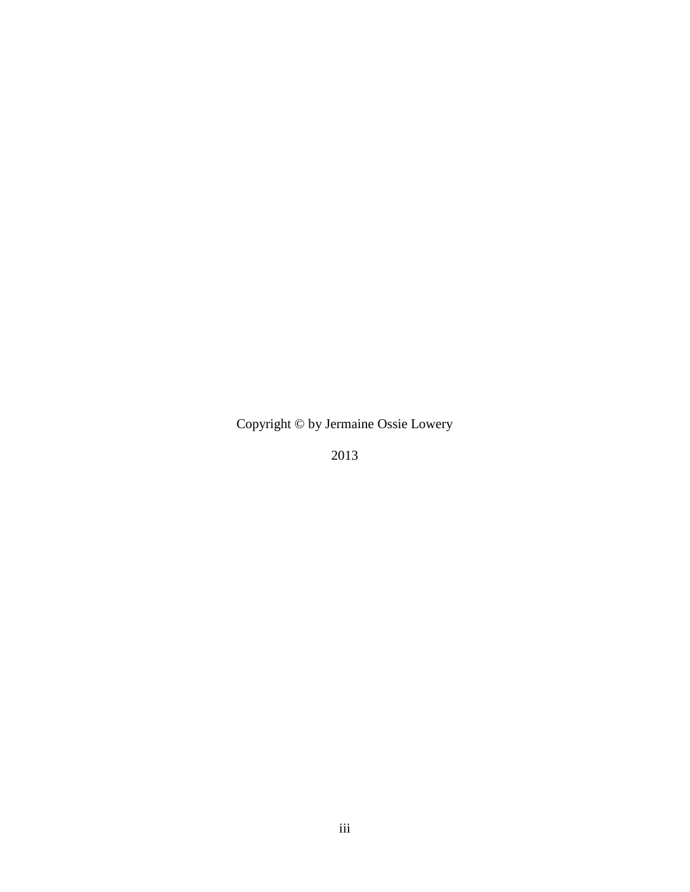Copyright © by Jermaine Ossie Lowery

2013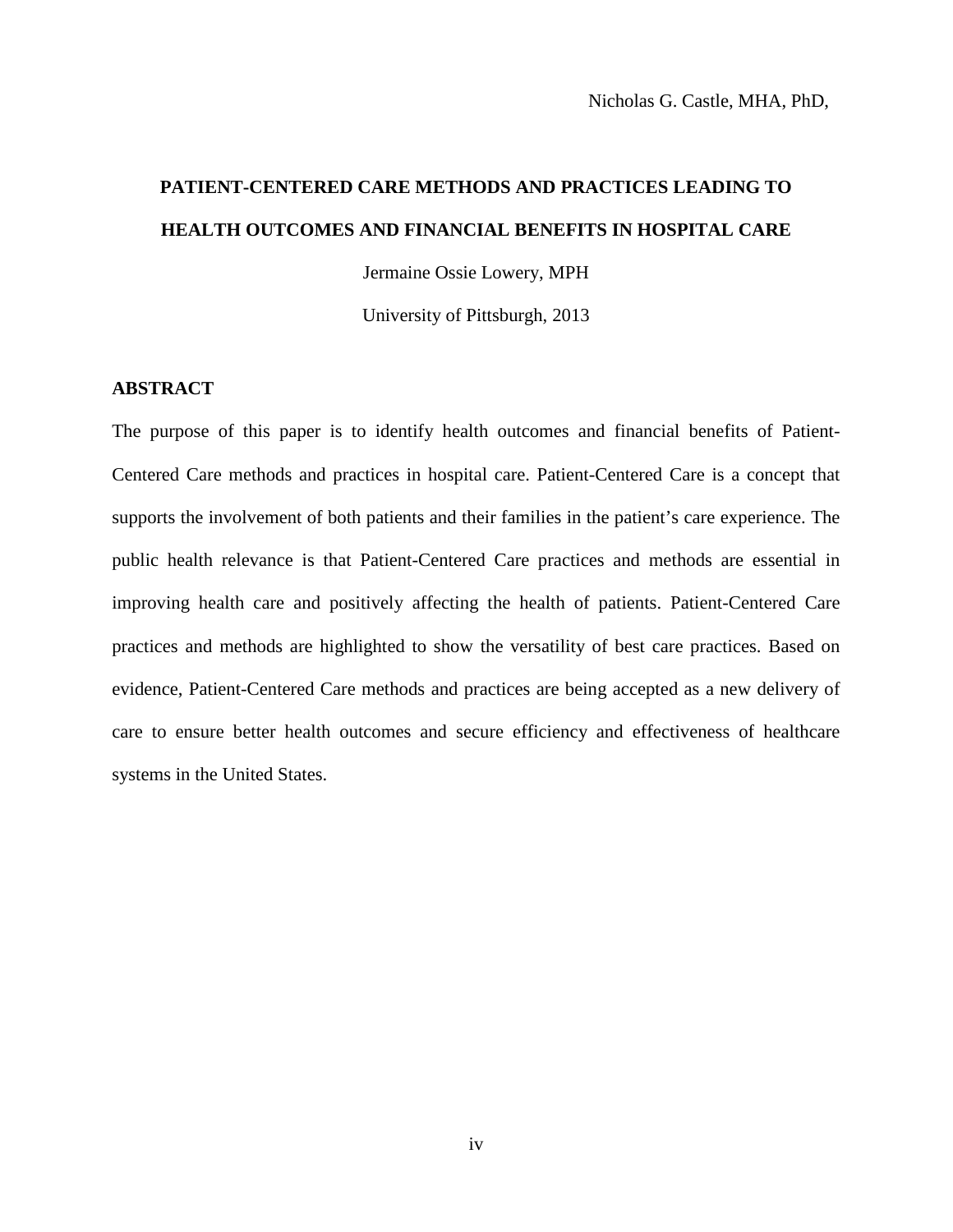Nicholas G. Castle, MHA, PhD,

**PATIENT-CENTERED CARE METHODS AND PRACTICES LEADING TO HEALTH OUTCOMES AND FINANCIAL BENEFITS IN HOSPITAL CARE**

Jermaine Ossie Lowery, MPH

University of Pittsburgh, 2013

## ABSTRACT

The purpose of this paper is to identify health outcomes and financial benefits of Patient-Centered Care methods and practices in hospital care. Patient-Centered Care is a concept that supports the involvement of both patients and their families in the patient's care experience. The public health relevance is that Patient-Centered Care practices and methods are essential in improving health care and positively affecting the health of patients. Patient-Centered Care practices and methods are highlighted to show the versatility of best care practices. Based on evidence, Patient-Centered Care methods and practices are being accepted as a new delivery of care to ensure better health outcomes and secure efficiency and effectiveness of healthcare systems in the United States.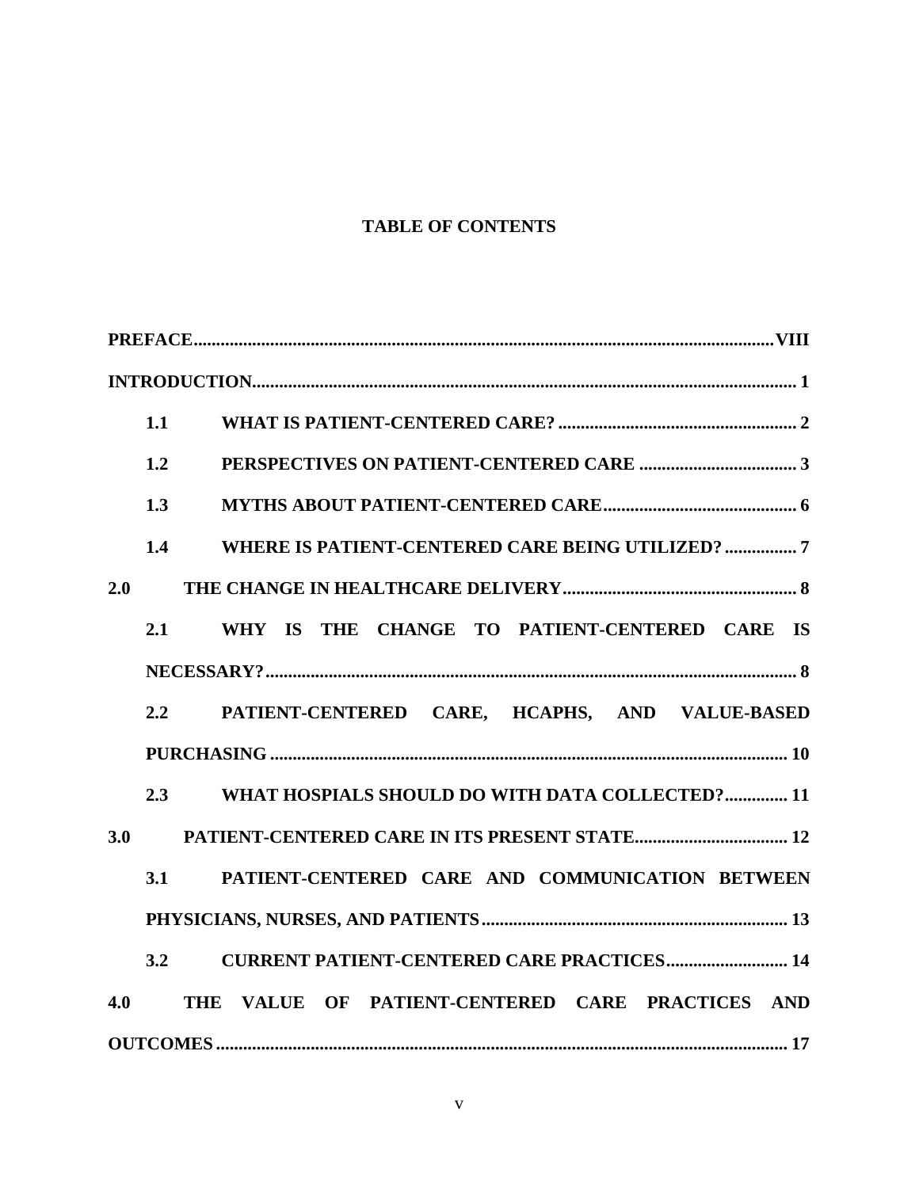# TABLE OF CONTENTS

**PREFACE** ................................................................ **VIII**

**INTRODUCTION** ................................................................ **1**

- **1.1 WHAT IS PATIENT-CENTERED CARE?** ................................ **2**
- **1.2 PERSPECTIVES ON PATIENT-CENTERED CARE** ................................ **3**
- **1.3 MYTHS ABOUT PATIENT-CENTERED CARE** ................................ **6**
- **1.4 WHERE IS PATIENT-CENTERED CARE BEING UTILIZED?** ................................ **7**

**2.0 THE CHANGE IN HEALTHCARE DELIVERY** ................................ **8**

- **2.1 WHY IS THE CHANGE TO PATIENT-CENTERED CARE IS NECESSARY?** ................................ **8**
- **2.2 PATIENT-CENTERED CARE, HCAPHS, AND VALUE-BASED PURCHASING** ................................ **10**
- **2.3 WHAT HOSPIALS SHOULD DO WITH DATA COLLECTED?** ................................ **11**

**3.0 PATIENT-CENTERED CARE IN ITS PRESENT STATE** ................................ **12**

- **3.1 PATIENT-CENTERED CARE AND COMMUNICATION BETWEEN PHYSICIANS, NURSES, AND PATIENTS** ................................ **13**
- **3.2 CURRENT PATIENT-CENTERED CARE PRACTICES** ................................ **14**

**4.0 THE VALUE OF PATIENT-CENTERED CARE PRACTICES AND OUTCOMES** ................................ **17**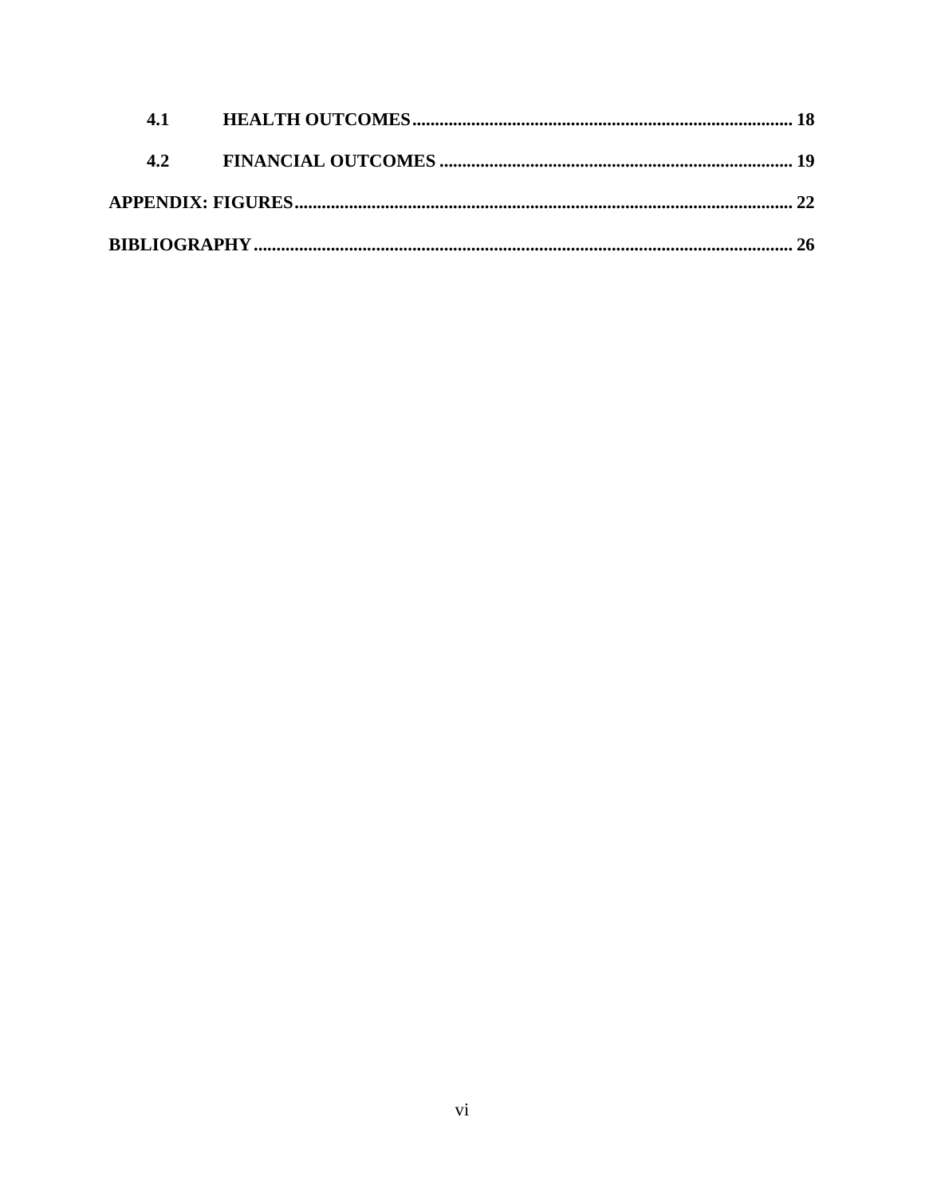**4.1 HEALTH OUTCOMES** .................................................................................... **18**

**4.2 FINANCIAL OUTCOMES** .............................................................................. **19**

**APPENDIX: FIGURES** ............................................................................................................ **22**

**BIBLIOGRAPHY** .................................................................................................................... **26**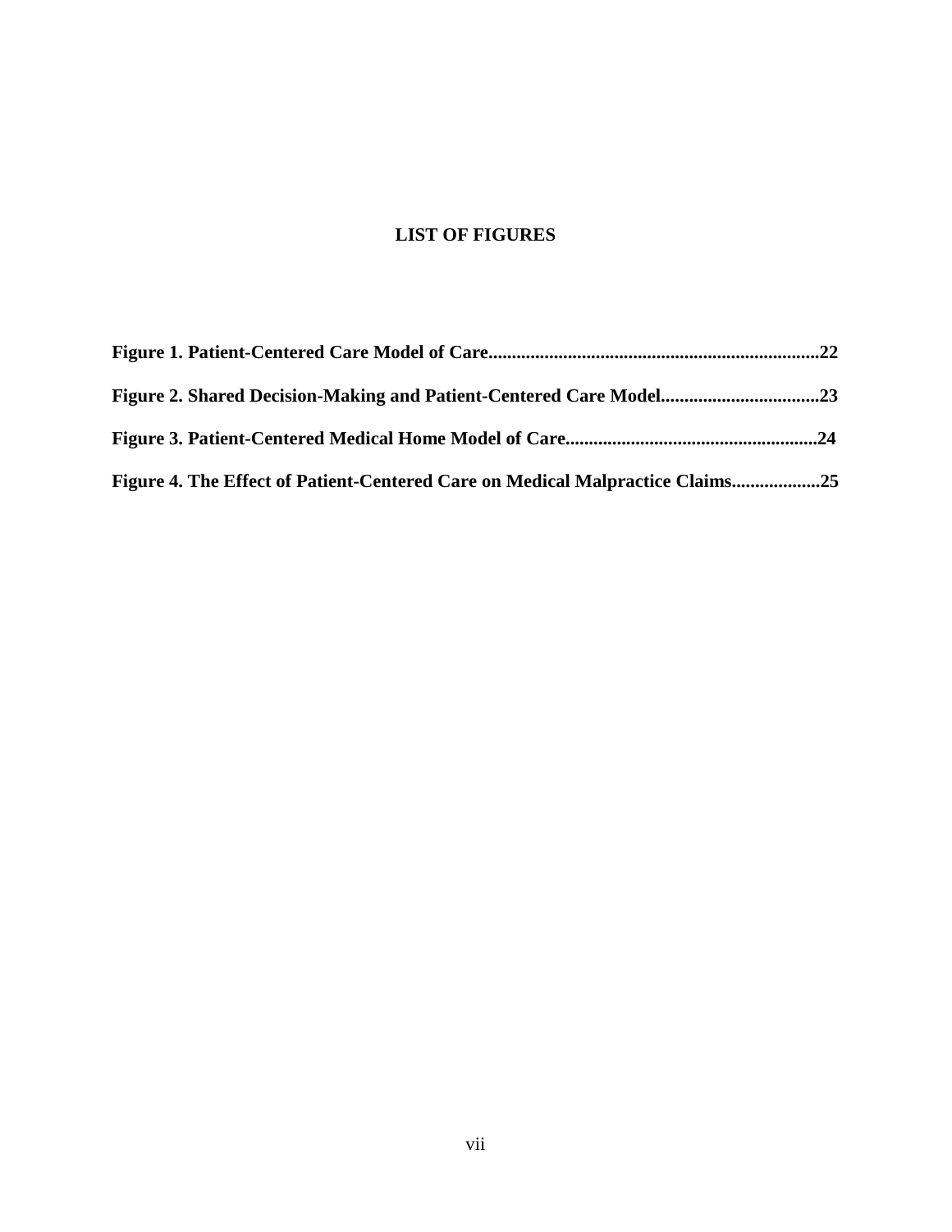# LIST OF FIGURES

**Figure 1. Patient-Centered Care Model of Care.......................................................................22**

**Figure 2. Shared Decision-Making and Patient-Centered Care Model..................................23**

**Figure 3. Patient-Centered Medical Home Model of Care.....................................................24**

**Figure 4. The Effect of Patient-Centered Care on Medical Malpractice Claims...................25**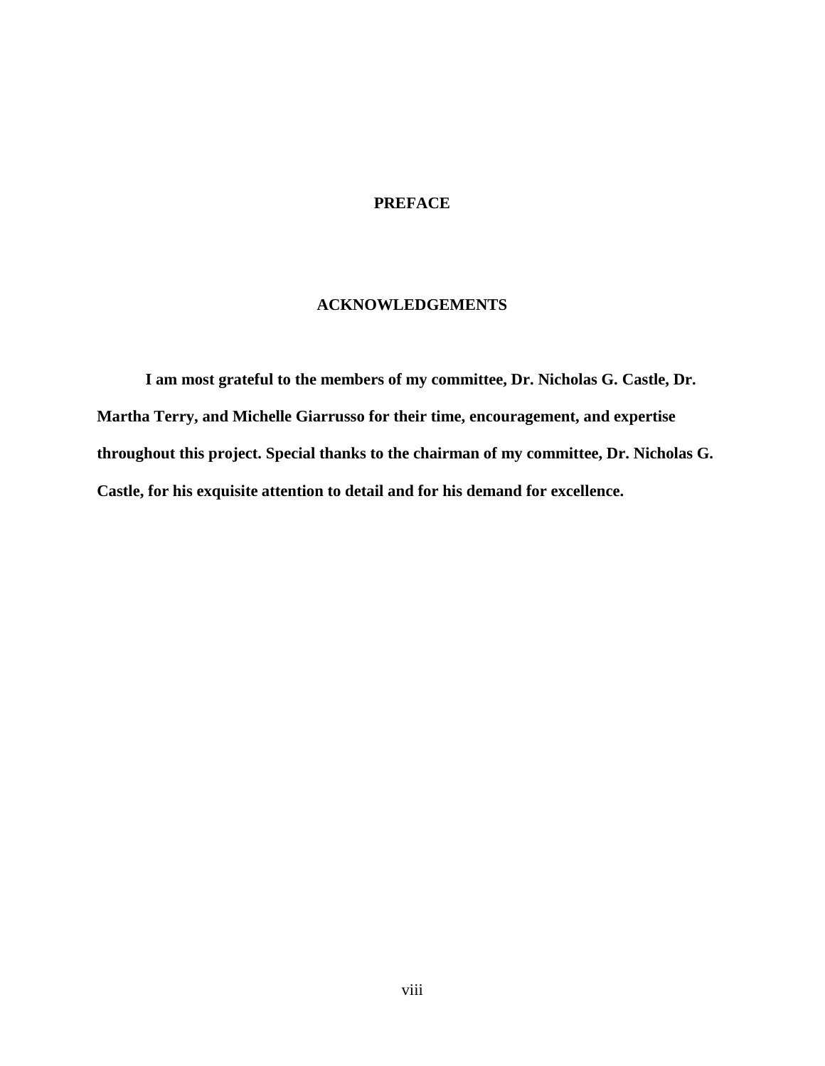## PREFACE

### ACKNOWLEDGEMENTS

**I am most grateful to the members of my committee, Dr. Nicholas G. Castle, Dr. Martha Terry, and Michelle Giarrusso for their time, encouragement, and expertise throughout this project. Special thanks to the chairman of my committee, Dr. Nicholas G. Castle, for his exquisite attention to detail and for his demand for excellence.**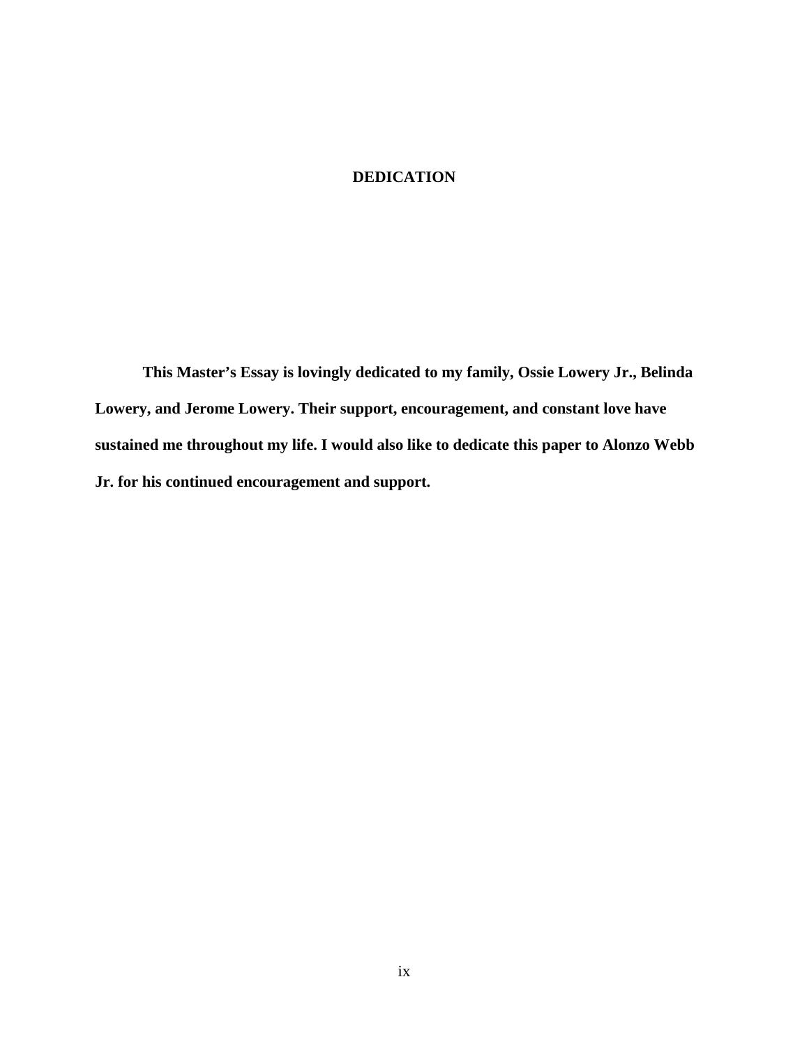# DEDICATION

**This Master's Essay is lovingly dedicated to my family, Ossie Lowery Jr., Belinda Lowery, and Jerome Lowery. Their support, encouragement, and constant love have sustained me throughout my life. I would also like to dedicate this paper to Alonzo Webb Jr. for his continued encouragement and support.**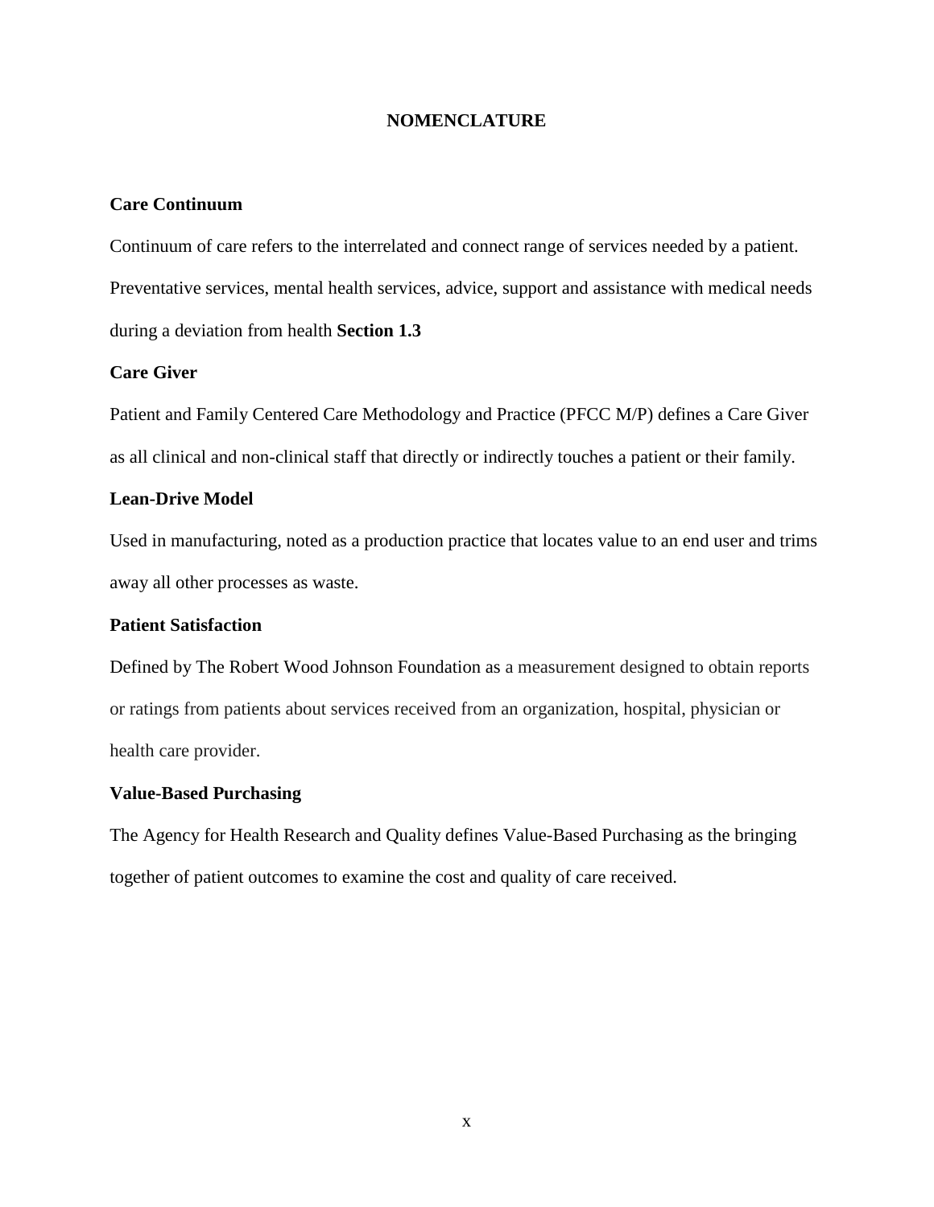# NOMENCLATURE

**Care Continuum**

Continuum of care refers to the interrelated and connect range of services needed by a patient. Preventative services, mental health services, advice, support and assistance with medical needs during a deviation from health **Section 1.3**

**Care Giver**

Patient and Family Centered Care Methodology and Practice (PFCC M/P) defines a Care Giver as all clinical and non-clinical staff that directly or indirectly touches a patient or their family.

**Lean-Drive Model**

Used in manufacturing, noted as a production practice that locates value to an end user and trims away all other processes as waste.

**Patient Satisfaction**

Defined by The Robert Wood Johnson Foundation as a measurement designed to obtain reports or ratings from patients about services received from an organization, hospital, physician or health care provider.

**Value-Based Purchasing**

The Agency for Health Research and Quality defines Value-Based Purchasing as the bringing together of patient outcomes to examine the cost and quality of care received.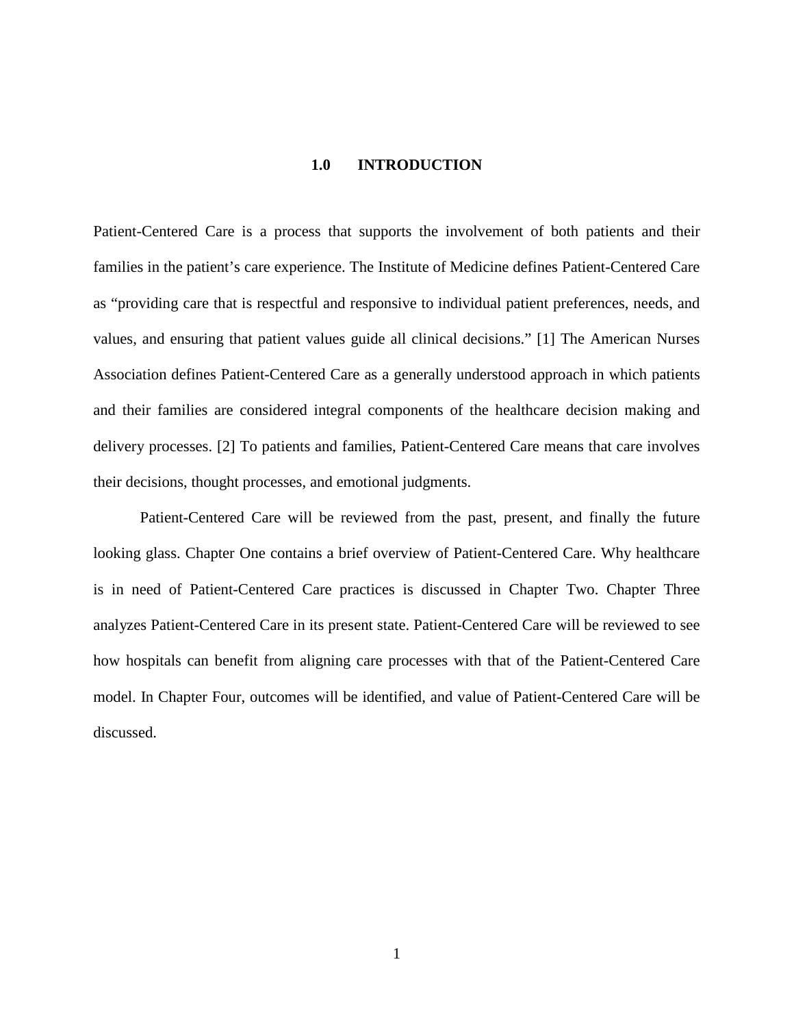# 1.0 INTRODUCTION

Patient-Centered Care is a process that supports the involvement of both patients and their families in the patient's care experience. The Institute of Medicine defines Patient-Centered Care as "providing care that is respectful and responsive to individual patient preferences, needs, and values, and ensuring that patient values guide all clinical decisions." [1] The American Nurses Association defines Patient-Centered Care as a generally understood approach in which patients and their families are considered integral components of the healthcare decision making and delivery processes. [2] To patients and families, Patient-Centered Care means that care involves their decisions, thought processes, and emotional judgments.

Patient-Centered Care will be reviewed from the past, present, and finally the future looking glass. Chapter One contains a brief overview of Patient-Centered Care. Why healthcare is in need of Patient-Centered Care practices is discussed in Chapter Two. Chapter Three analyzes Patient-Centered Care in its present state. Patient-Centered Care will be reviewed to see how hospitals can benefit from aligning care processes with that of the Patient-Centered Care model. In Chapter Four, outcomes will be identified, and value of Patient-Centered Care will be discussed.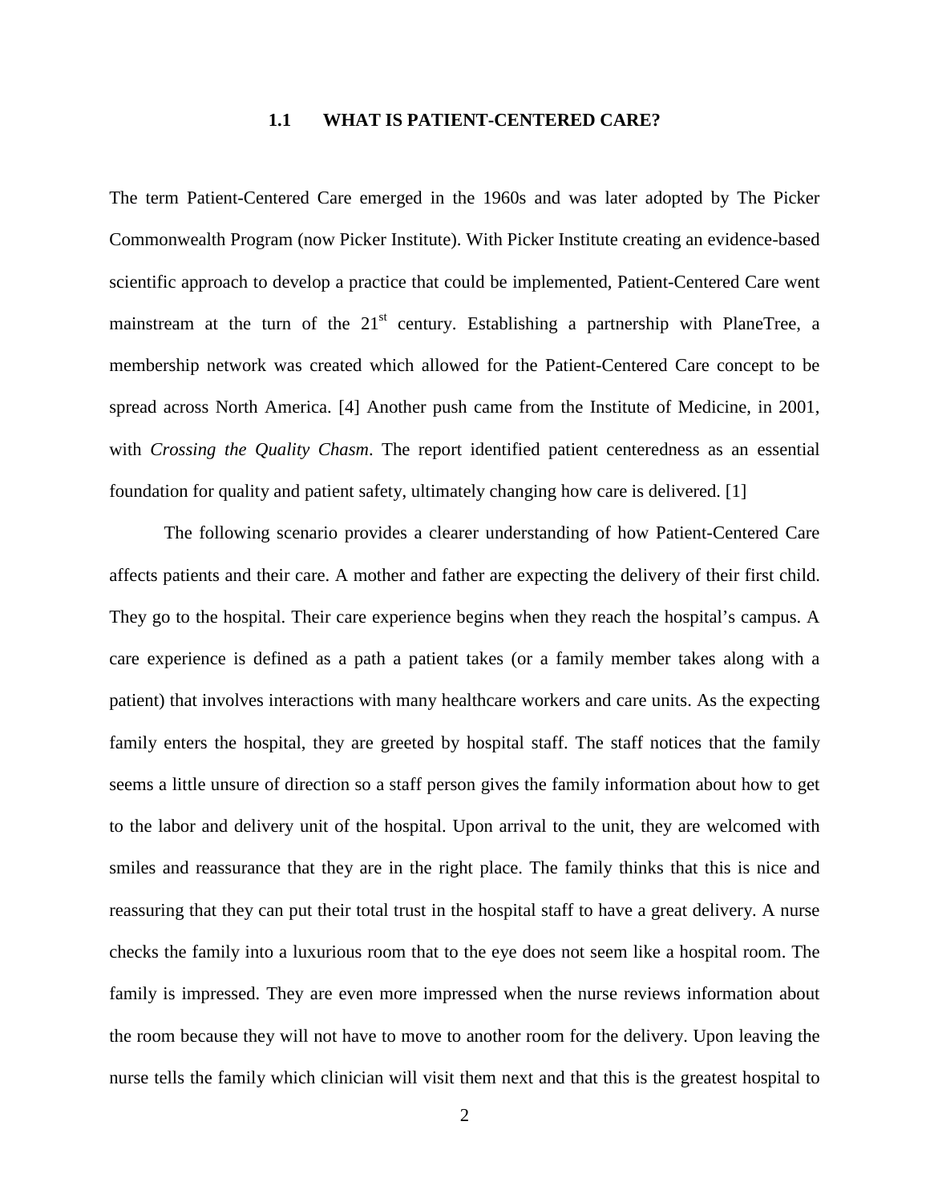## 1.1 WHAT IS PATIENT-CENTERED CARE?

The term Patient-Centered Care emerged in the 1960s and was later adopted by The Picker Commonwealth Program (now Picker Institute). With Picker Institute creating an evidence-based scientific approach to develop a practice that could be implemented, Patient-Centered Care went mainstream at the turn of the 21st century. Establishing a partnership with PlaneTree, a membership network was created which allowed for the Patient-Centered Care concept to be spread across North America. [4] Another push came from the Institute of Medicine, in 2001, with *Crossing the Quality Chasm*. The report identified patient centeredness as an essential foundation for quality and patient safety, ultimately changing how care is delivered. [1]

The following scenario provides a clearer understanding of how Patient-Centered Care affects patients and their care. A mother and father are expecting the delivery of their first child. They go to the hospital. Their care experience begins when they reach the hospital's campus. A care experience is defined as a path a patient takes (or a family member takes along with a patient) that involves interactions with many healthcare workers and care units. As the expecting family enters the hospital, they are greeted by hospital staff. The staff notices that the family seems a little unsure of direction so a staff person gives the family information about how to get to the labor and delivery unit of the hospital. Upon arrival to the unit, they are welcomed with smiles and reassurance that they are in the right place. The family thinks that this is nice and reassuring that they can put their total trust in the hospital staff to have a great delivery. A nurse checks the family into a luxurious room that to the eye does not seem like a hospital room. The family is impressed. They are even more impressed when the nurse reviews information about the room because they will not have to move to another room for the delivery. Upon leaving the nurse tells the family which clinician will visit them next and that this is the greatest hospital to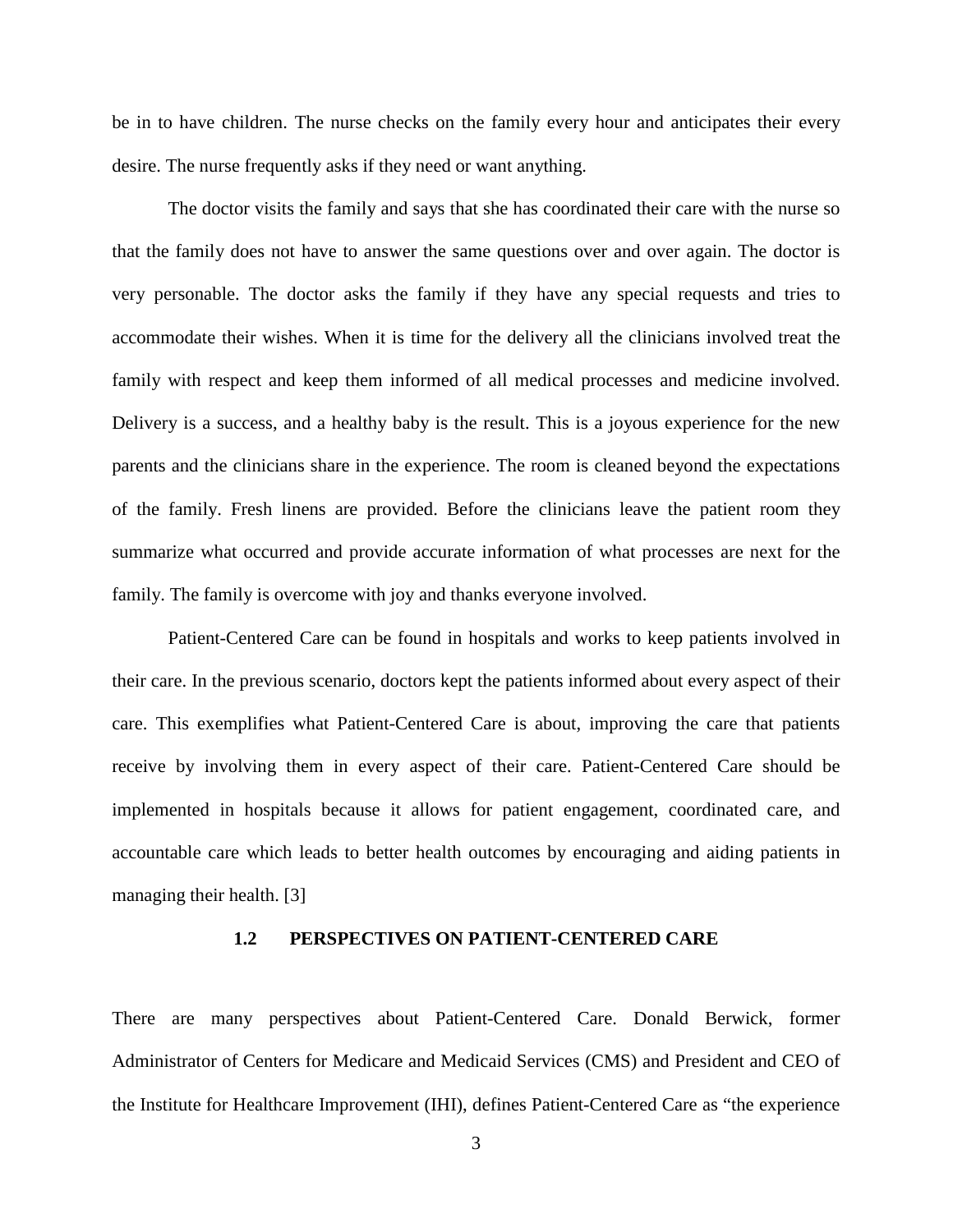be in to have children. The nurse checks on the family every hour and anticipates their every desire. The nurse frequently asks if they need or want anything.

The doctor visits the family and says that she has coordinated their care with the nurse so that the family does not have to answer the same questions over and over again. The doctor is very personable. The doctor asks the family if they have any special requests and tries to accommodate their wishes. When it is time for the delivery all the clinicians involved treat the family with respect and keep them informed of all medical processes and medicine involved. Delivery is a success, and a healthy baby is the result. This is a joyous experience for the new parents and the clinicians share in the experience. The room is cleaned beyond the expectations of the family. Fresh linens are provided. Before the clinicians leave the patient room they summarize what occurred and provide accurate information of what processes are next for the family. The family is overcome with joy and thanks everyone involved.

Patient-Centered Care can be found in hospitals and works to keep patients involved in their care. In the previous scenario, doctors kept the patients informed about every aspect of their care. This exemplifies what Patient-Centered Care is about, improving the care that patients receive by involving them in every aspect of their care. Patient-Centered Care should be implemented in hospitals because it allows for patient engagement, coordinated care, and accountable care which leads to better health outcomes by encouraging and aiding patients in managing their health. [3]

## 1.2 PERSPECTIVES ON PATIENT-CENTERED CARE

There are many perspectives about Patient-Centered Care. Donald Berwick, former Administrator of Centers for Medicare and Medicaid Services (CMS) and President and CEO of the Institute for Healthcare Improvement (IHI), defines Patient-Centered Care as "the experience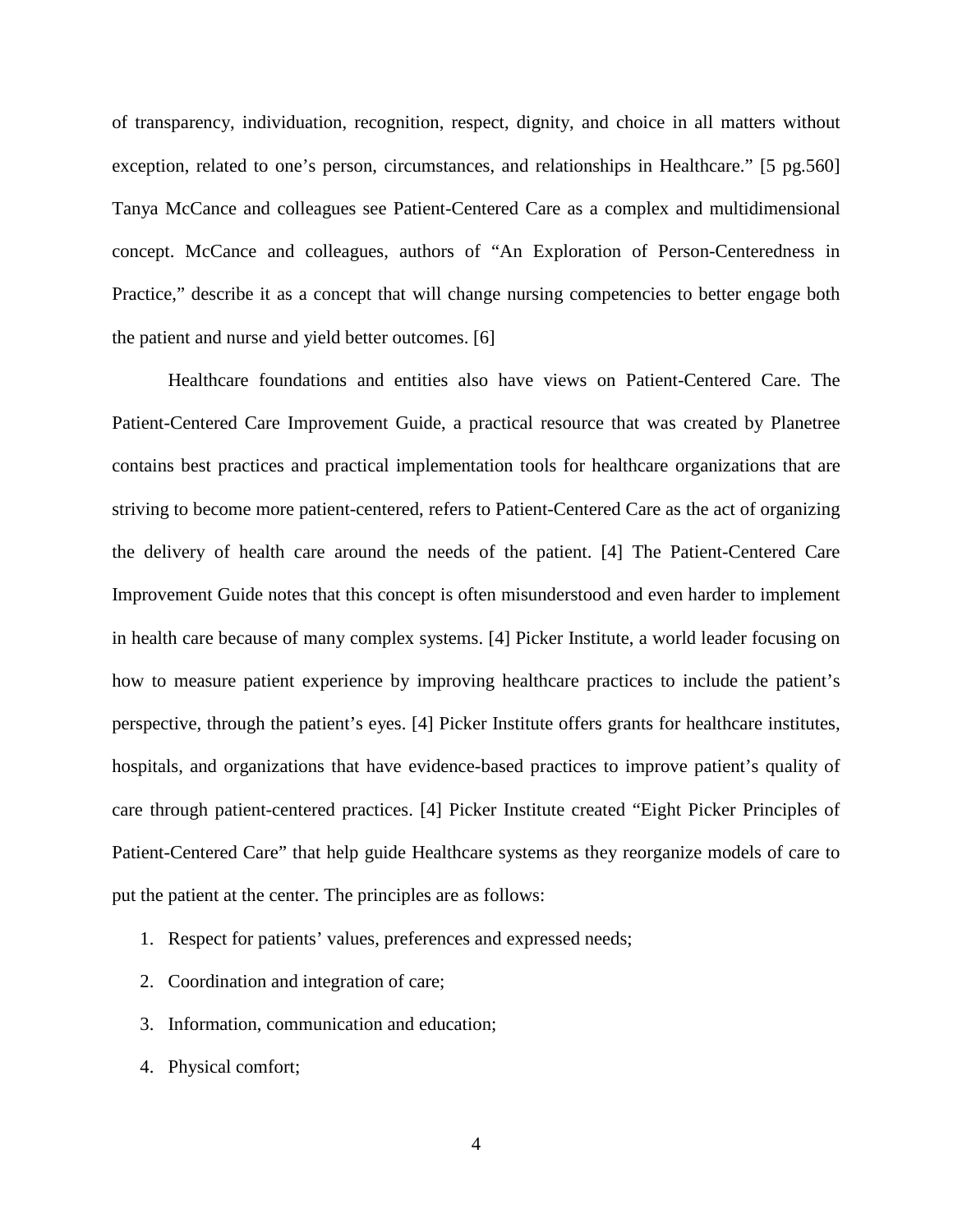of transparency, individuation, recognition, respect, dignity, and choice in all matters without exception, related to one's person, circumstances, and relationships in Healthcare." [5 pg.560] Tanya McCance and colleagues see Patient-Centered Care as a complex and multidimensional concept. McCance and colleagues, authors of "An Exploration of Person-Centeredness in Practice," describe it as a concept that will change nursing competencies to better engage both the patient and nurse and yield better outcomes. [6]

Healthcare foundations and entities also have views on Patient-Centered Care. The Patient-Centered Care Improvement Guide, a practical resource that was created by Planetree contains best practices and practical implementation tools for healthcare organizations that are striving to become more patient-centered, refers to Patient-Centered Care as the act of organizing the delivery of health care around the needs of the patient. [4] The Patient-Centered Care Improvement Guide notes that this concept is often misunderstood and even harder to implement in health care because of many complex systems. [4] Picker Institute, a world leader focusing on how to measure patient experience by improving healthcare practices to include the patient's perspective, through the patient's eyes. [4] Picker Institute offers grants for healthcare institutes, hospitals, and organizations that have evidence-based practices to improve patient's quality of care through patient-centered practices. [4] Picker Institute created "Eight Picker Principles of Patient-Centered Care" that help guide Healthcare systems as they reorganize models of care to put the patient at the center. The principles are as follows:

1. Respect for patients' values, preferences and expressed needs;
2. Coordination and integration of care;
3. Information, communication and education;
4. Physical comfort;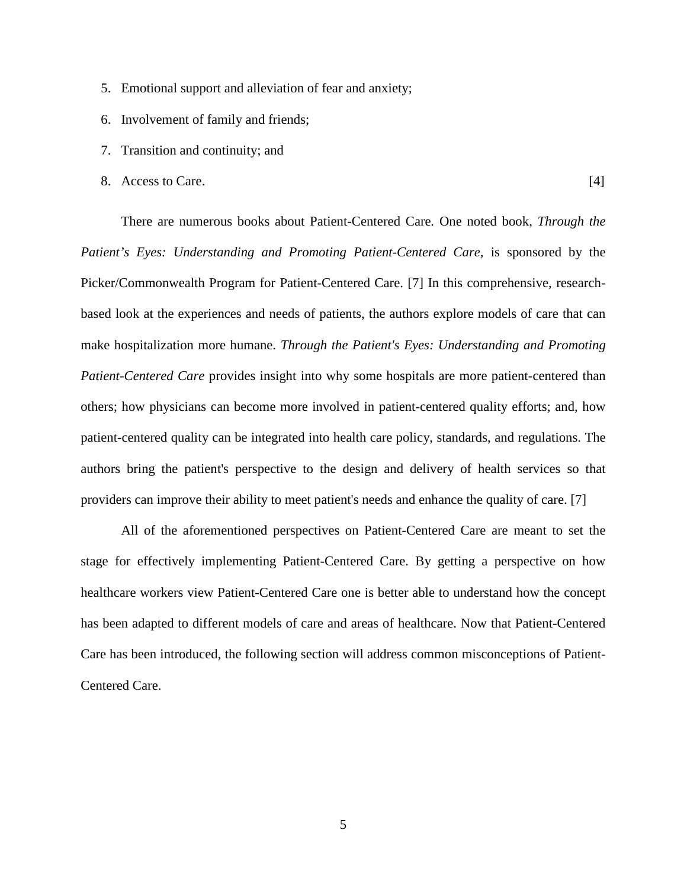5. Emotional support and alleviation of fear and anxiety;
6. Involvement of family and friends;
7. Transition and continuity; and
8. Access to Care. [4]

There are numerous books about Patient-Centered Care. One noted book, *Through the Patient's Eyes: Understanding and Promoting Patient-Centered Care*, is sponsored by the Picker/Commonwealth Program for Patient-Centered Care. [7] In this comprehensive, research-based look at the experiences and needs of patients, the authors explore models of care that can make hospitalization more humane. *Through the Patient's Eyes: Understanding and Promoting Patient-Centered Care* provides insight into why some hospitals are more patient-centered than others; how physicians can become more involved in patient-centered quality efforts; and, how patient-centered quality can be integrated into health care policy, standards, and regulations. The authors bring the patient's perspective to the design and delivery of health services so that providers can improve their ability to meet patient's needs and enhance the quality of care. [7]

All of the aforementioned perspectives on Patient-Centered Care are meant to set the stage for effectively implementing Patient-Centered Care. By getting a perspective on how healthcare workers view Patient-Centered Care one is better able to understand how the concept has been adapted to different models of care and areas of healthcare. Now that Patient-Centered Care has been introduced, the following section will address common misconceptions of Patient-Centered Care.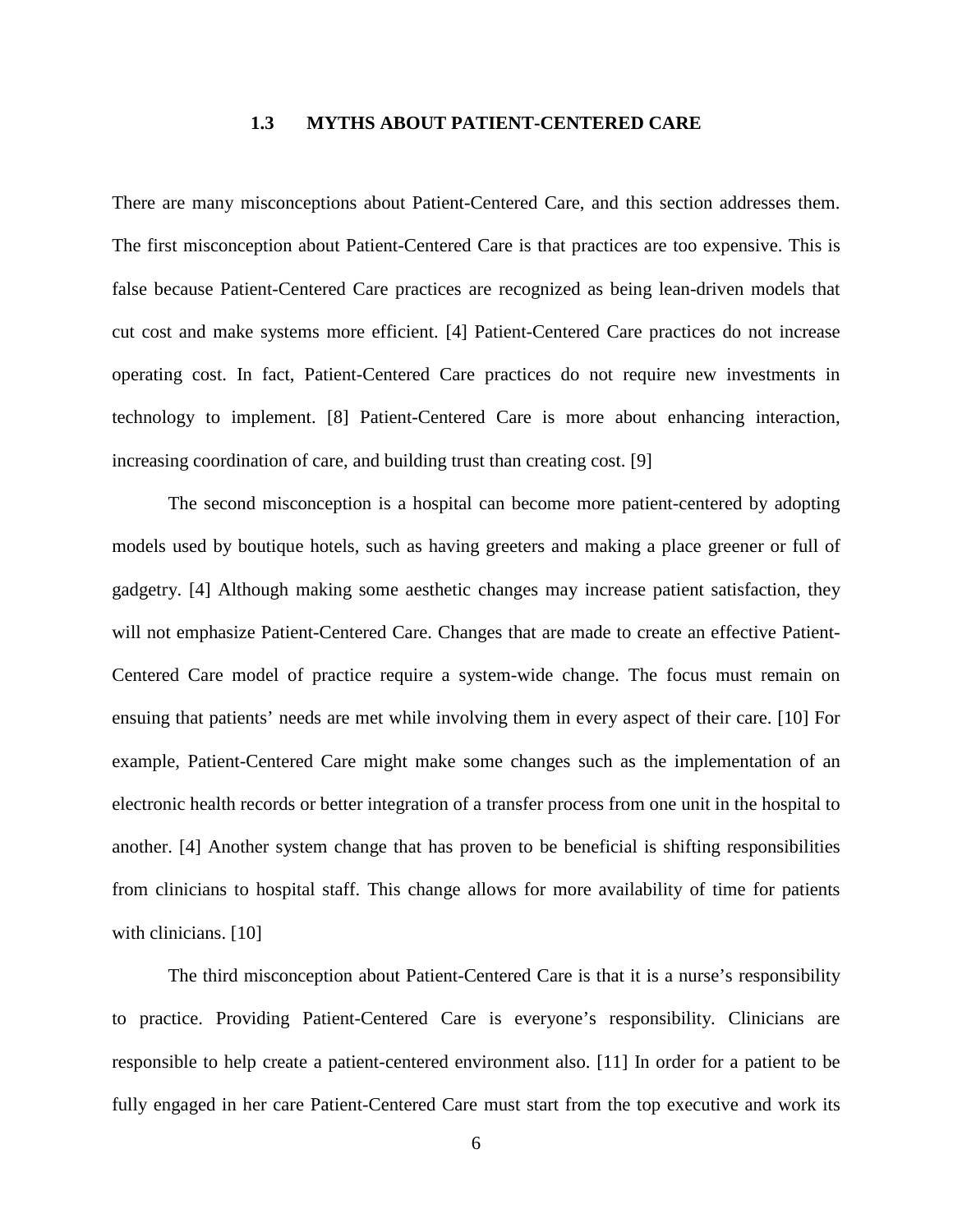### 1.3 MYTHS ABOUT PATIENT-CENTERED CARE

There are many misconceptions about Patient-Centered Care, and this section addresses them. The first misconception about Patient-Centered Care is that practices are too expensive. This is false because Patient-Centered Care practices are recognized as being lean-driven models that cut cost and make systems more efficient. [4] Patient-Centered Care practices do not increase operating cost. In fact, Patient-Centered Care practices do not require new investments in technology to implement. [8] Patient-Centered Care is more about enhancing interaction, increasing coordination of care, and building trust than creating cost. [9]

The second misconception is a hospital can become more patient-centered by adopting models used by boutique hotels, such as having greeters and making a place greener or full of gadgetry. [4] Although making some aesthetic changes may increase patient satisfaction, they will not emphasize Patient-Centered Care. Changes that are made to create an effective Patient-Centered Care model of practice require a system-wide change. The focus must remain on ensuing that patients' needs are met while involving them in every aspect of their care. [10] For example, Patient-Centered Care might make some changes such as the implementation of an electronic health records or better integration of a transfer process from one unit in the hospital to another. [4] Another system change that has proven to be beneficial is shifting responsibilities from clinicians to hospital staff. This change allows for more availability of time for patients with clinicians. [10]

The third misconception about Patient-Centered Care is that it is a nurse's responsibility to practice. Providing Patient-Centered Care is everyone's responsibility. Clinicians are responsible to help create a patient-centered environment also. [11] In order for a patient to be fully engaged in her care Patient-Centered Care must start from the top executive and work its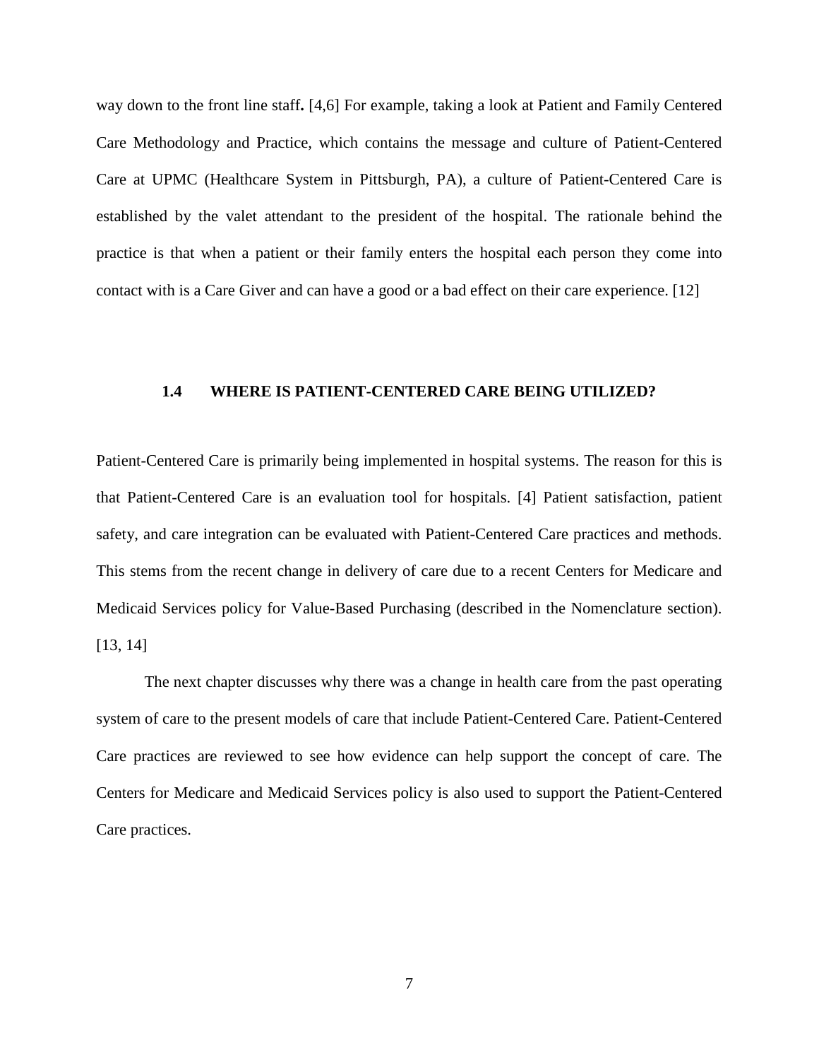way down to the front line staff**.** [4,6] For example, taking a look at Patient and Family Centered Care Methodology and Practice, which contains the message and culture of Patient-Centered Care at UPMC (Healthcare System in Pittsburgh, PA), a culture of Patient-Centered Care is established by the valet attendant to the president of the hospital. The rationale behind the practice is that when a patient or their family enters the hospital each person they come into contact with is a Care Giver and can have a good or a bad effect on their care experience. [12]

### 1.4 WHERE IS PATIENT-CENTERED CARE BEING UTILIZED?

Patient-Centered Care is primarily being implemented in hospital systems. The reason for this is that Patient-Centered Care is an evaluation tool for hospitals. [4] Patient satisfaction, patient safety, and care integration can be evaluated with Patient-Centered Care practices and methods. This stems from the recent change in delivery of care due to a recent Centers for Medicare and Medicaid Services policy for Value-Based Purchasing (described in the Nomenclature section). [13, 14]

The next chapter discusses why there was a change in health care from the past operating system of care to the present models of care that include Patient-Centered Care. Patient-Centered Care practices are reviewed to see how evidence can help support the concept of care. The Centers for Medicare and Medicaid Services policy is also used to support the Patient-Centered Care practices.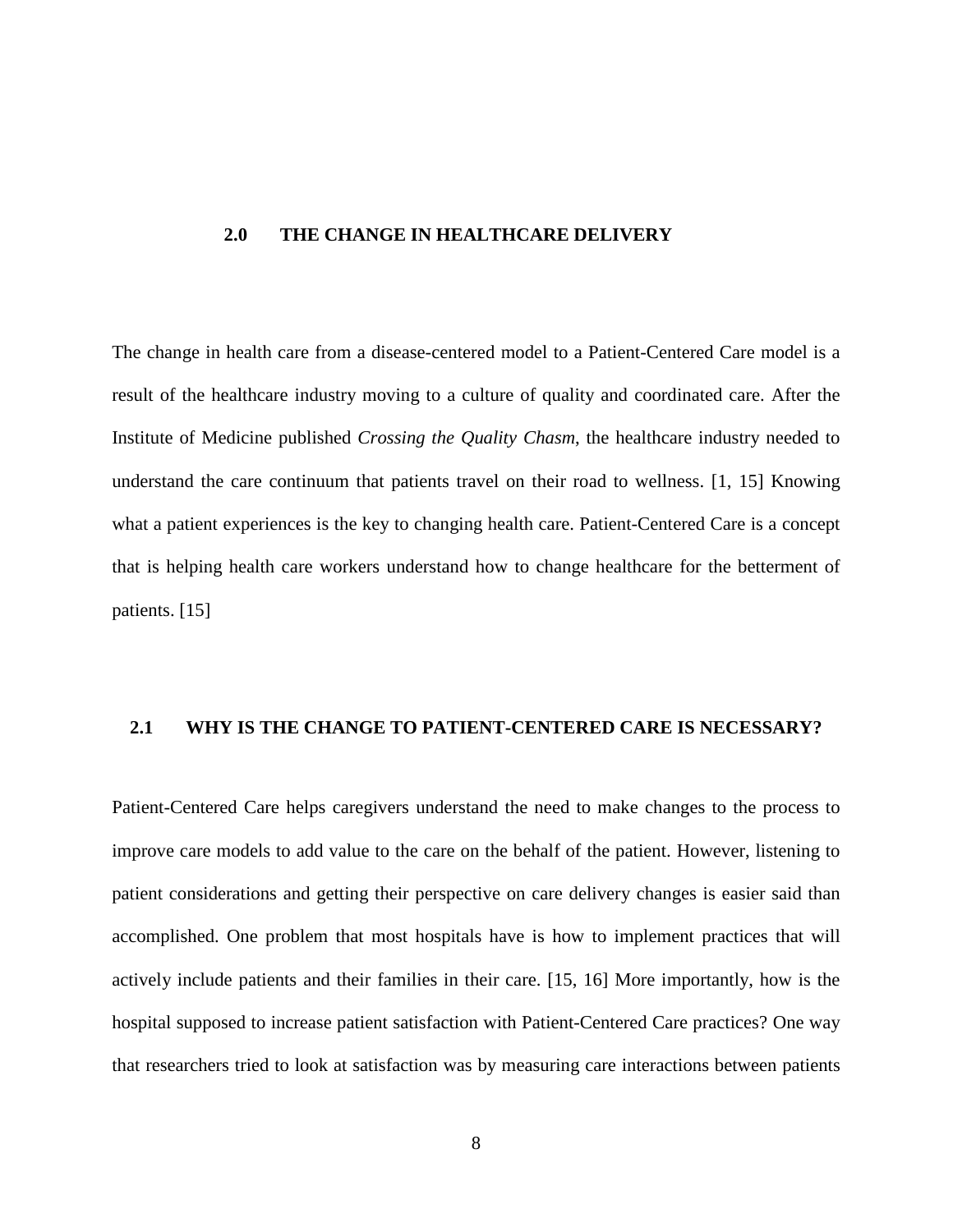# 2.0 THE CHANGE IN HEALTHCARE DELIVERY

The change in health care from a disease-centered model to a Patient-Centered Care model is a result of the healthcare industry moving to a culture of quality and coordinated care. After the Institute of Medicine published *Crossing the Quality Chasm*, the healthcare industry needed to understand the care continuum that patients travel on their road to wellness. [1, 15] Knowing what a patient experiences is the key to changing health care. Patient-Centered Care is a concept that is helping health care workers understand how to change healthcare for the betterment of patients. [15]

## 2.1 WHY IS THE CHANGE TO PATIENT-CENTERED CARE IS NECESSARY?

Patient-Centered Care helps caregivers understand the need to make changes to the process to improve care models to add value to the care on the behalf of the patient. However, listening to patient considerations and getting their perspective on care delivery changes is easier said than accomplished. One problem that most hospitals have is how to implement practices that will actively include patients and their families in their care. [15, 16] More importantly, how is the hospital supposed to increase patient satisfaction with Patient-Centered Care practices? One way that researchers tried to look at satisfaction was by measuring care interactions between patients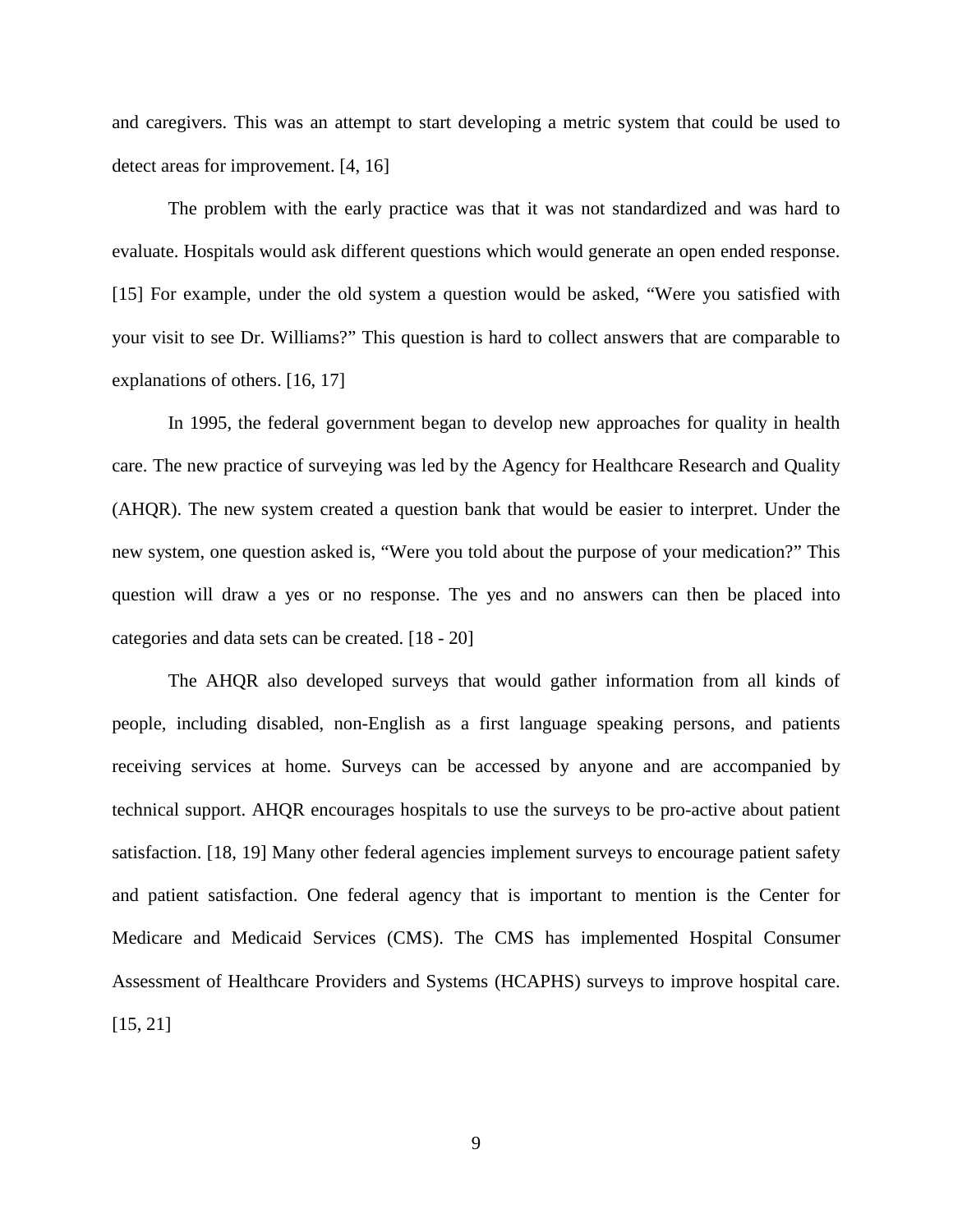and caregivers. This was an attempt to start developing a metric system that could be used to detect areas for improvement. [4, 16]

The problem with the early practice was that it was not standardized and was hard to evaluate. Hospitals would ask different questions which would generate an open ended response. [15] For example, under the old system a question would be asked, "Were you satisfied with your visit to see Dr. Williams?" This question is hard to collect answers that are comparable to explanations of others. [16, 17]

In 1995, the federal government began to develop new approaches for quality in health care. The new practice of surveying was led by the Agency for Healthcare Research and Quality (AHQR). The new system created a question bank that would be easier to interpret. Under the new system, one question asked is, "Were you told about the purpose of your medication?" This question will draw a yes or no response. The yes and no answers can then be placed into categories and data sets can be created. [18 - 20]

The AHQR also developed surveys that would gather information from all kinds of people, including disabled, non-English as a first language speaking persons, and patients receiving services at home. Surveys can be accessed by anyone and are accompanied by technical support. AHQR encourages hospitals to use the surveys to be pro-active about patient satisfaction. [18, 19] Many other federal agencies implement surveys to encourage patient safety and patient satisfaction. One federal agency that is important to mention is the Center for Medicare and Medicaid Services (CMS). The CMS has implemented Hospital Consumer Assessment of Healthcare Providers and Systems (HCAPHS) surveys to improve hospital care. [15, 21]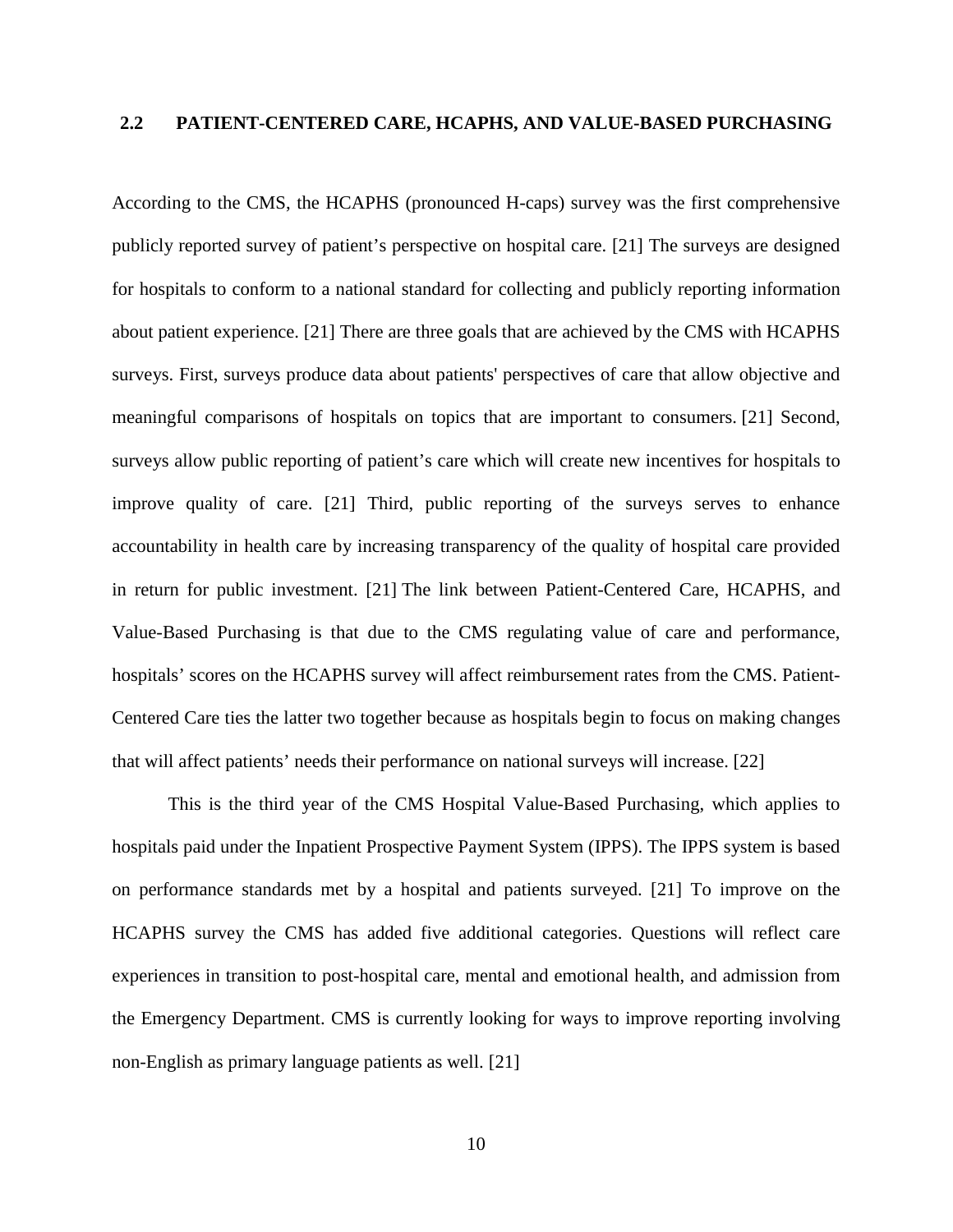## 2.2 PATIENT-CENTERED CARE, HCAPHS, AND VALUE-BASED PURCHASING

According to the CMS, the HCAPHS (pronounced H-caps) survey was the first comprehensive publicly reported survey of patient's perspective on hospital care. [21] The surveys are designed for hospitals to conform to a national standard for collecting and publicly reporting information about patient experience. [21] There are three goals that are achieved by the CMS with HCAPHS surveys. First, surveys produce data about patients' perspectives of care that allow objective and meaningful comparisons of hospitals on topics that are important to consumers. [21] Second, surveys allow public reporting of patient's care which will create new incentives for hospitals to improve quality of care. [21] Third, public reporting of the surveys serves to enhance accountability in health care by increasing transparency of the quality of hospital care provided in return for public investment. [21] The link between Patient-Centered Care, HCAPHS, and Value-Based Purchasing is that due to the CMS regulating value of care and performance, hospitals' scores on the HCAPHS survey will affect reimbursement rates from the CMS. Patient-Centered Care ties the latter two together because as hospitals begin to focus on making changes that will affect patients' needs their performance on national surveys will increase. [22]

This is the third year of the CMS Hospital Value-Based Purchasing, which applies to hospitals paid under the Inpatient Prospective Payment System (IPPS). The IPPS system is based on performance standards met by a hospital and patients surveyed. [21] To improve on the HCAPHS survey the CMS has added five additional categories. Questions will reflect care experiences in transition to post-hospital care, mental and emotional health, and admission from the Emergency Department. CMS is currently looking for ways to improve reporting involving non-English as primary language patients as well. [21]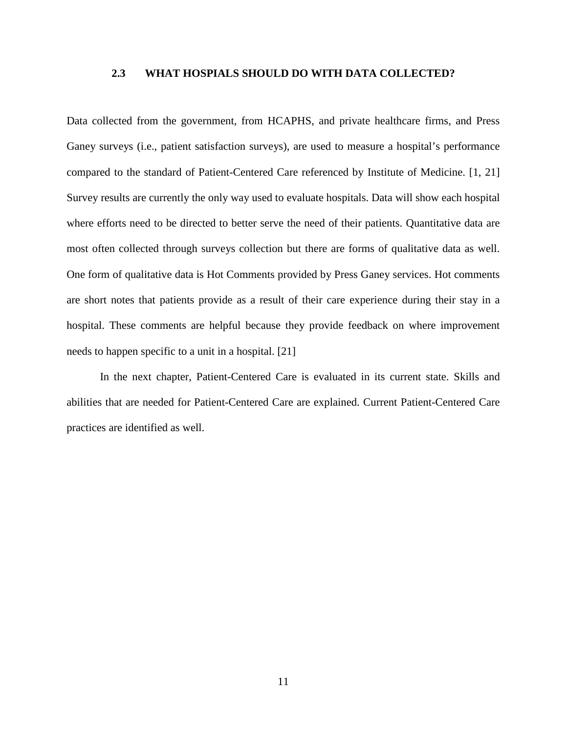## 2.3 WHAT HOSPIALS SHOULD DO WITH DATA COLLECTED?

Data collected from the government, from HCAPHS, and private healthcare firms, and Press Ganey surveys (i.e., patient satisfaction surveys), are used to measure a hospital's performance compared to the standard of Patient-Centered Care referenced by Institute of Medicine. [1, 21] Survey results are currently the only way used to evaluate hospitals. Data will show each hospital where efforts need to be directed to better serve the need of their patients. Quantitative data are most often collected through surveys collection but there are forms of qualitative data as well. One form of qualitative data is Hot Comments provided by Press Ganey services. Hot comments are short notes that patients provide as a result of their care experience during their stay in a hospital. These comments are helpful because they provide feedback on where improvement needs to happen specific to a unit in a hospital. [21]

In the next chapter, Patient-Centered Care is evaluated in its current state. Skills and abilities that are needed for Patient-Centered Care are explained. Current Patient-Centered Care practices are identified as well.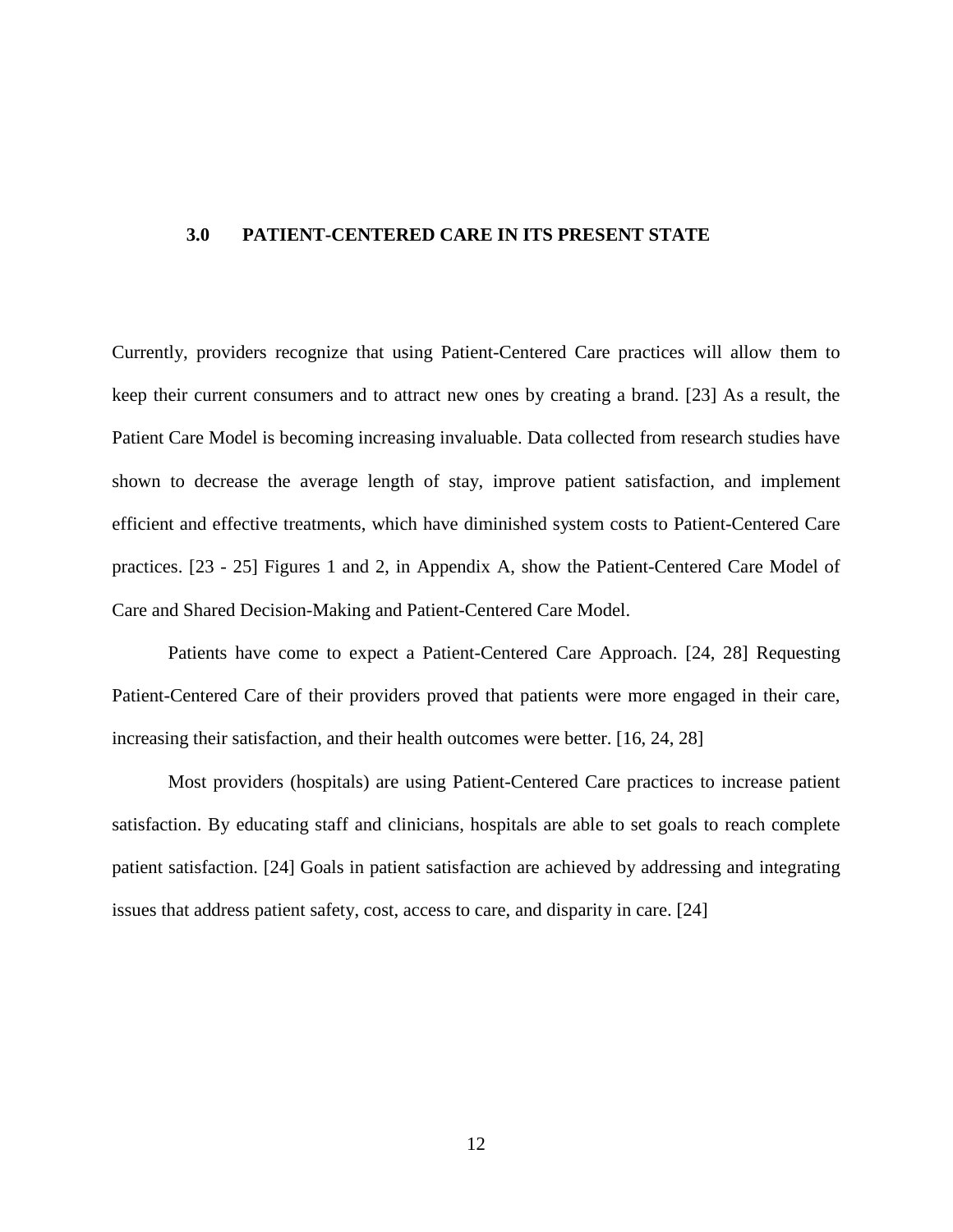# 3.0 PATIENT-CENTERED CARE IN ITS PRESENT STATE

Currently, providers recognize that using Patient-Centered Care practices will allow them to keep their current consumers and to attract new ones by creating a brand. [23] As a result, the Patient Care Model is becoming increasing invaluable. Data collected from research studies have shown to decrease the average length of stay, improve patient satisfaction, and implement efficient and effective treatments, which have diminished system costs to Patient-Centered Care practices. [23 - 25] Figures 1 and 2, in Appendix A, show the Patient-Centered Care Model of Care and Shared Decision-Making and Patient-Centered Care Model.

Patients have come to expect a Patient-Centered Care Approach. [24, 28] Requesting Patient-Centered Care of their providers proved that patients were more engaged in their care, increasing their satisfaction, and their health outcomes were better. [16, 24, 28]

Most providers (hospitals) are using Patient-Centered Care practices to increase patient satisfaction. By educating staff and clinicians, hospitals are able to set goals to reach complete patient satisfaction. [24] Goals in patient satisfaction are achieved by addressing and integrating issues that address patient safety, cost, access to care, and disparity in care. [24]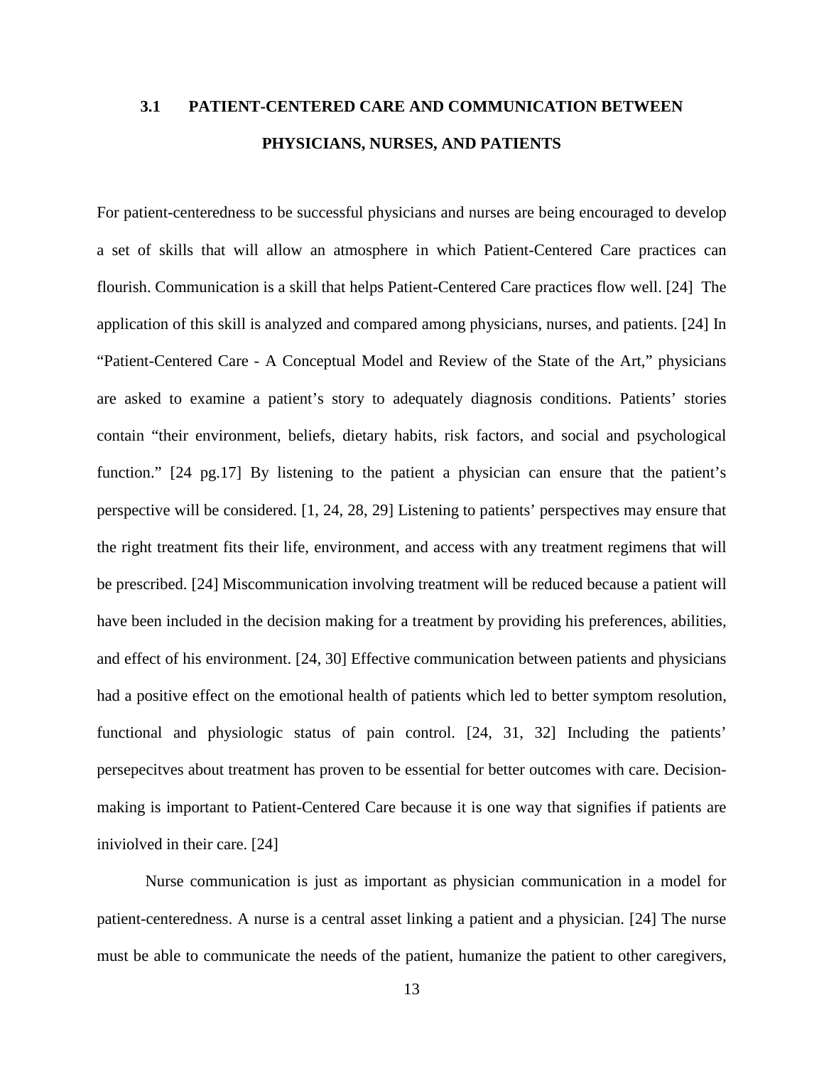### 3.1 PATIENT-CENTERED CARE AND COMMUNICATION BETWEEN PHYSICIANS, NURSES, AND PATIENTS

For patient-centeredness to be successful physicians and nurses are being encouraged to develop a set of skills that will allow an atmosphere in which Patient-Centered Care practices can flourish. Communication is a skill that helps Patient-Centered Care practices flow well. [24] The application of this skill is analyzed and compared among physicians, nurses, and patients. [24] In "Patient-Centered Care - A Conceptual Model and Review of the State of the Art," physicians are asked to examine a patient's story to adequately diagnosis conditions. Patients' stories contain "their environment, beliefs, dietary habits, risk factors, and social and psychological function." [24 pg.17] By listening to the patient a physician can ensure that the patient's perspective will be considered. [1, 24, 28, 29] Listening to patients' perspectives may ensure that the right treatment fits their life, environment, and access with any treatment regimens that will be prescribed. [24] Miscommunication involving treatment will be reduced because a patient will have been included in the decision making for a treatment by providing his preferences, abilities, and effect of his environment. [24, 30] Effective communication between patients and physicians had a positive effect on the emotional health of patients which led to better symptom resolution, functional and physiologic status of pain control. [24, 31, 32] Including the patients' persepecitves about treatment has proven to be essential for better outcomes with care. Decision-making is important to Patient-Centered Care because it is one way that signifies if patients are iniviolved in their care. [24]

Nurse communication is just as important as physician communication in a model for patient-centeredness. A nurse is a central asset linking a patient and a physician. [24] The nurse must be able to communicate the needs of the patient, humanize the patient to other caregivers,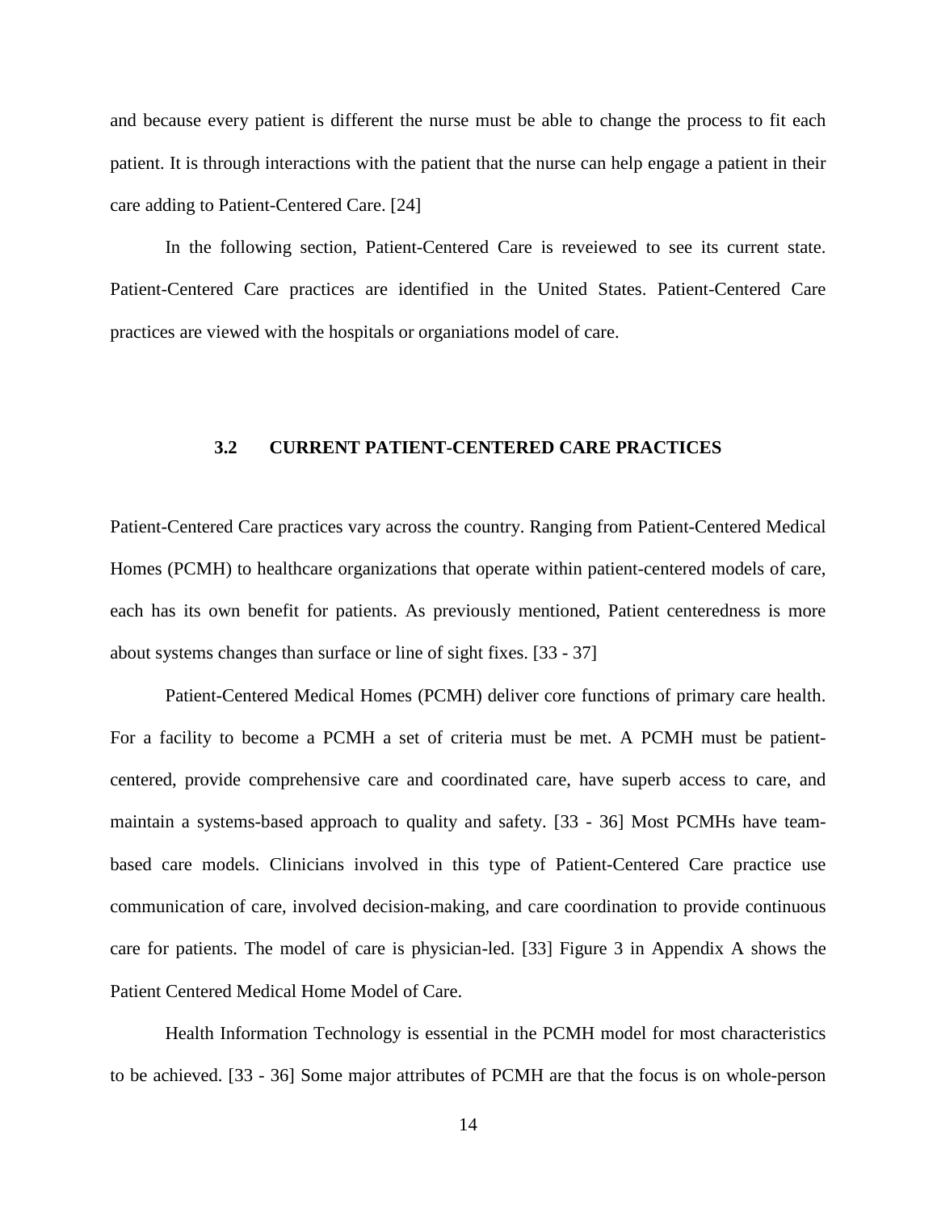and because every patient is different the nurse must be able to change the process to fit each patient. It is through interactions with the patient that the nurse can help engage a patient in their care adding to Patient-Centered Care. [24]

In the following section, Patient-Centered Care is reveiewed to see its current state. Patient-Centered Care practices are identified in the United States. Patient-Centered Care practices are viewed with the hospitals or organiations model of care.

### 3.2 CURRENT PATIENT-CENTERED CARE PRACTICES

Patient-Centered Care practices vary across the country. Ranging from Patient-Centered Medical Homes (PCMH) to healthcare organizations that operate within patient-centered models of care, each has its own benefit for patients. As previously mentioned, Patient centeredness is more about systems changes than surface or line of sight fixes. [33 - 37]

Patient-Centered Medical Homes (PCMH) deliver core functions of primary care health. For a facility to become a PCMH a set of criteria must be met. A PCMH must be patient-centered, provide comprehensive care and coordinated care, have superb access to care, and maintain a systems-based approach to quality and safety. [33 - 36] Most PCMHs have team-based care models. Clinicians involved in this type of Patient-Centered Care practice use communication of care, involved decision-making, and care coordination to provide continuous care for patients. The model of care is physician-led. [33] Figure 3 in Appendix A shows the Patient Centered Medical Home Model of Care.

Health Information Technology is essential in the PCMH model for most characteristics to be achieved. [33 - 36] Some major attributes of PCMH are that the focus is on whole-person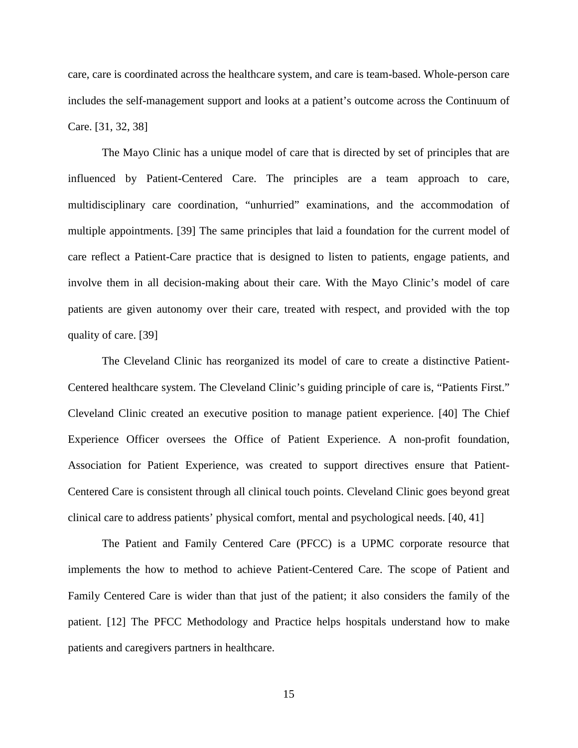care, care is coordinated across the healthcare system, and care is team-based. Whole-person care includes the self-management support and looks at a patient's outcome across the Continuum of Care. [31, 32, 38]

The Mayo Clinic has a unique model of care that is directed by set of principles that are influenced by Patient-Centered Care. The principles are a team approach to care, multidisciplinary care coordination, "unhurried" examinations, and the accommodation of multiple appointments. [39] The same principles that laid a foundation for the current model of care reflect a Patient-Care practice that is designed to listen to patients, engage patients, and involve them in all decision-making about their care. With the Mayo Clinic's model of care patients are given autonomy over their care, treated with respect, and provided with the top quality of care. [39]

The Cleveland Clinic has reorganized its model of care to create a distinctive Patient-Centered healthcare system. The Cleveland Clinic's guiding principle of care is, "Patients First." Cleveland Clinic created an executive position to manage patient experience. [40] The Chief Experience Officer oversees the Office of Patient Experience. A non-profit foundation, Association for Patient Experience, was created to support directives ensure that Patient-Centered Care is consistent through all clinical touch points. Cleveland Clinic goes beyond great clinical care to address patients' physical comfort, mental and psychological needs. [40, 41]

The Patient and Family Centered Care (PFCC) is a UPMC corporate resource that implements the how to method to achieve Patient-Centered Care. The scope of Patient and Family Centered Care is wider than that just of the patient; it also considers the family of the patient. [12] The PFCC Methodology and Practice helps hospitals understand how to make patients and caregivers partners in healthcare.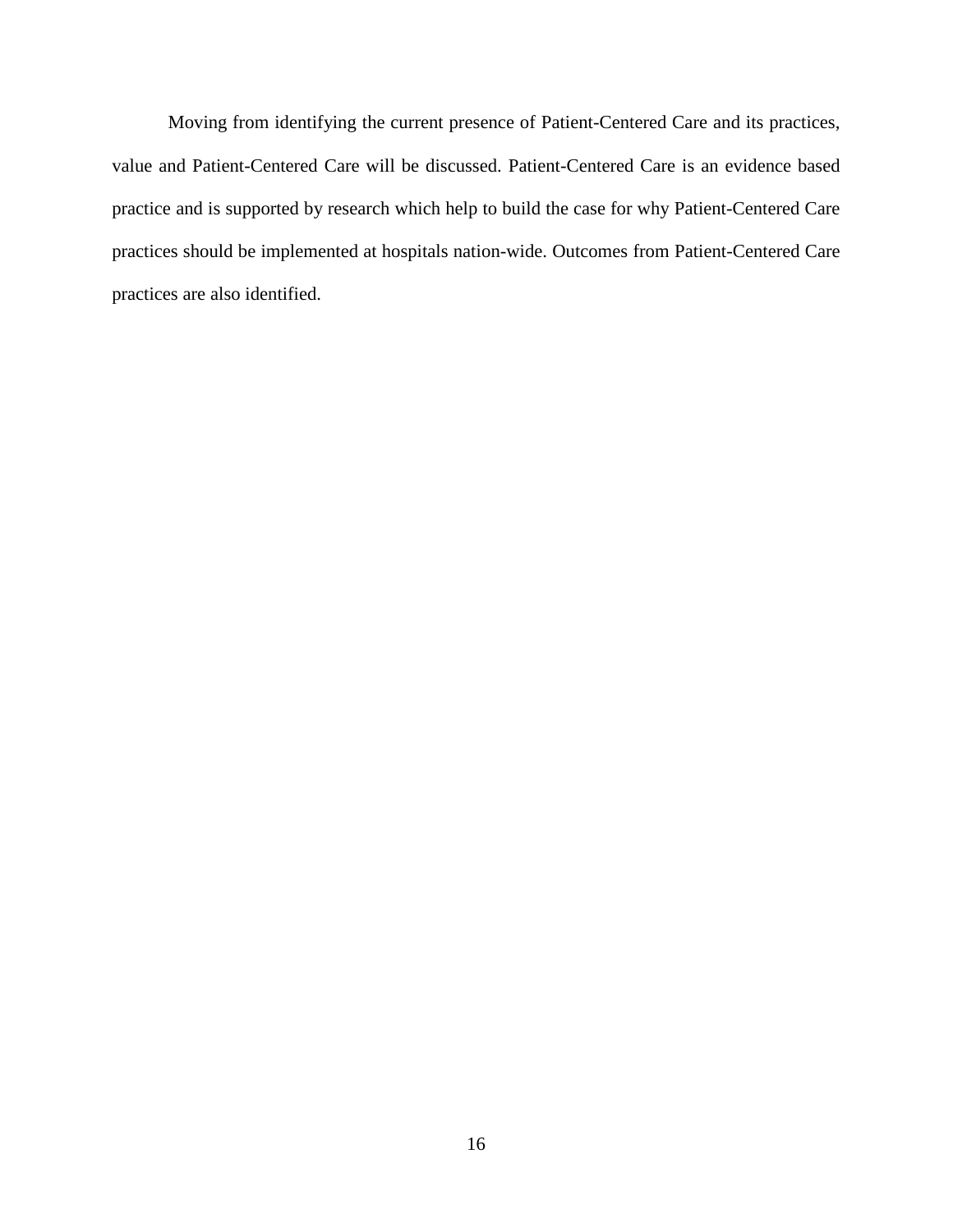Moving from identifying the current presence of Patient-Centered Care and its practices, value and Patient-Centered Care will be discussed. Patient-Centered Care is an evidence based practice and is supported by research which help to build the case for why Patient-Centered Care practices should be implemented at hospitals nation-wide. Outcomes from Patient-Centered Care practices are also identified.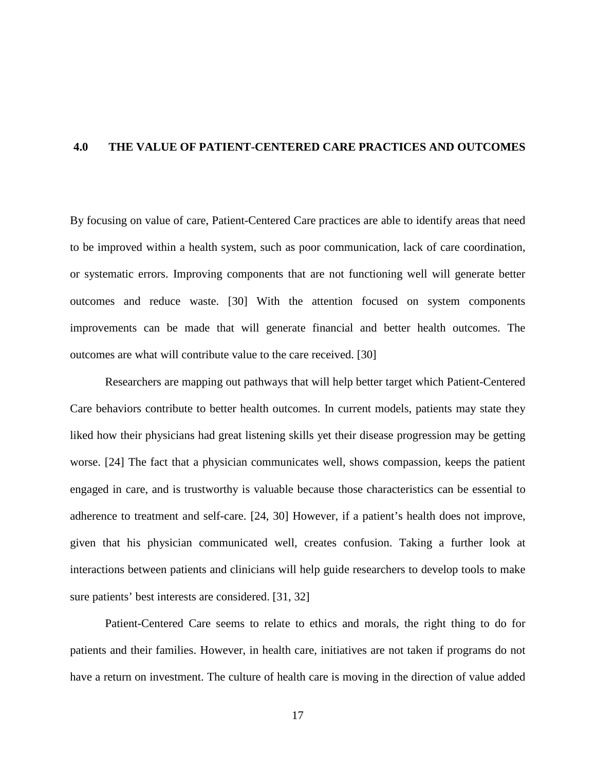# 4.0 THE VALUE OF PATIENT-CENTERED CARE PRACTICES AND OUTCOMES

By focusing on value of care, Patient-Centered Care practices are able to identify areas that need to be improved within a health system, such as poor communication, lack of care coordination, or systematic errors. Improving components that are not functioning well will generate better outcomes and reduce waste. [30] With the attention focused on system components improvements can be made that will generate financial and better health outcomes. The outcomes are what will contribute value to the care received. [30]

Researchers are mapping out pathways that will help better target which Patient-Centered Care behaviors contribute to better health outcomes. In current models, patients may state they liked how their physicians had great listening skills yet their disease progression may be getting worse. [24] The fact that a physician communicates well, shows compassion, keeps the patient engaged in care, and is trustworthy is valuable because those characteristics can be essential to adherence to treatment and self-care. [24, 30] However, if a patient's health does not improve, given that his physician communicated well, creates confusion. Taking a further look at interactions between patients and clinicians will help guide researchers to develop tools to make sure patients' best interests are considered. [31, 32]

Patient-Centered Care seems to relate to ethics and morals, the right thing to do for patients and their families. However, in health care, initiatives are not taken if programs do not have a return on investment. The culture of health care is moving in the direction of value added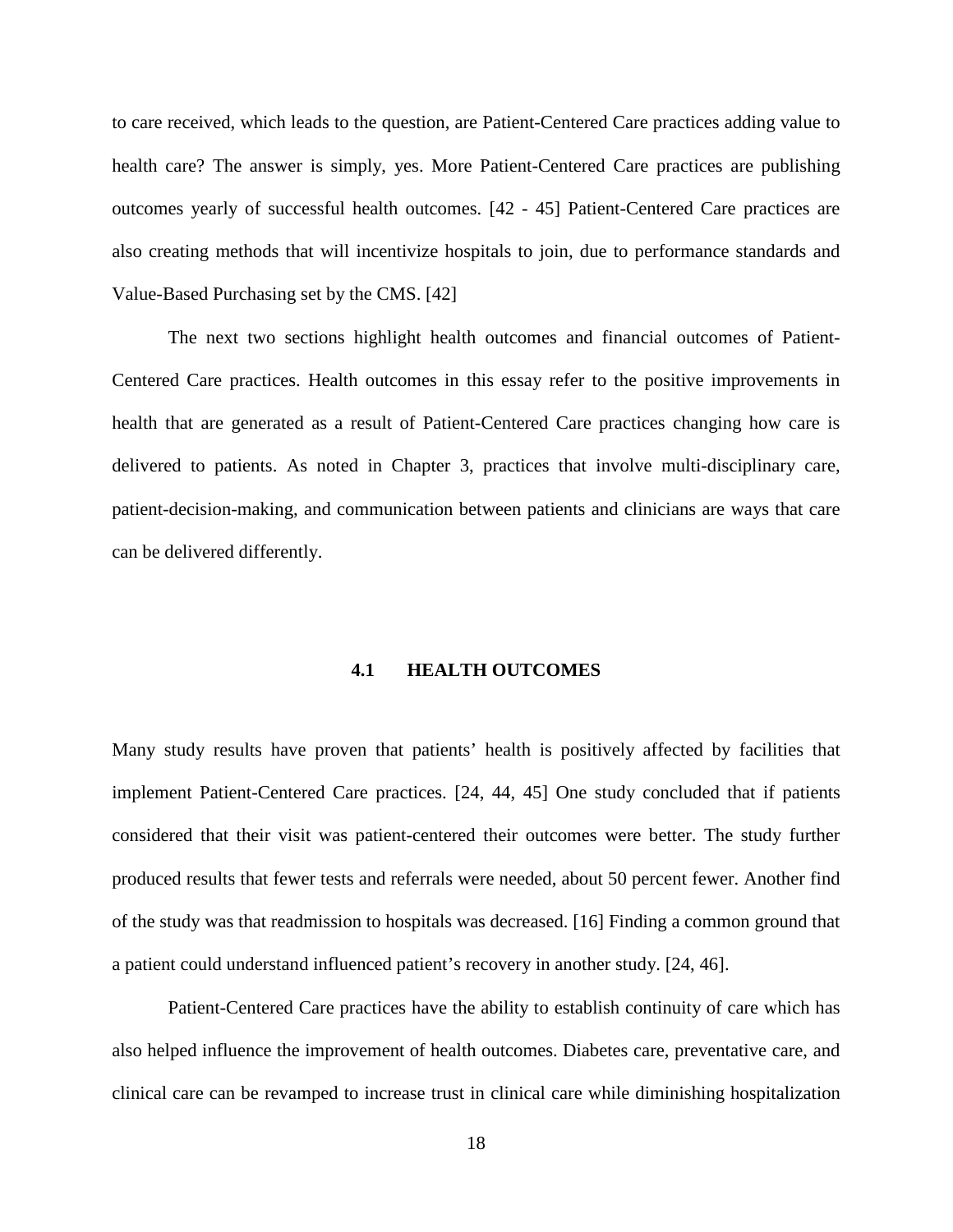to care received, which leads to the question, are Patient-Centered Care practices adding value to health care? The answer is simply, yes. More Patient-Centered Care practices are publishing outcomes yearly of successful health outcomes. [42 - 45] Patient-Centered Care practices are also creating methods that will incentivize hospitals to join, due to performance standards and Value-Based Purchasing set by the CMS. [42]

The next two sections highlight health outcomes and financial outcomes of Patient-Centered Care practices. Health outcomes in this essay refer to the positive improvements in health that are generated as a result of Patient-Centered Care practices changing how care is delivered to patients. As noted in Chapter 3, practices that involve multi-disciplinary care, patient-decision-making, and communication between patients and clinicians are ways that care can be delivered differently.

## 4.1 HEALTH OUTCOMES

Many study results have proven that patients' health is positively affected by facilities that implement Patient-Centered Care practices. [24, 44, 45] One study concluded that if patients considered that their visit was patient-centered their outcomes were better. The study further produced results that fewer tests and referrals were needed, about 50 percent fewer. Another find of the study was that readmission to hospitals was decreased. [16] Finding a common ground that a patient could understand influenced patient's recovery in another study. [24, 46].

Patient-Centered Care practices have the ability to establish continuity of care which has also helped influence the improvement of health outcomes. Diabetes care, preventative care, and clinical care can be revamped to increase trust in clinical care while diminishing hospitalization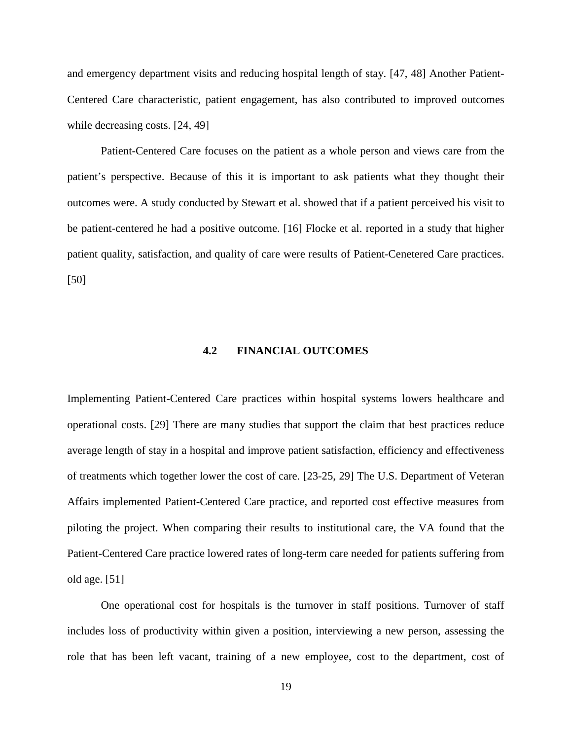and emergency department visits and reducing hospital length of stay. [47, 48] Another Patient-Centered Care characteristic, patient engagement, has also contributed to improved outcomes while decreasing costs. [24, 49]

Patient-Centered Care focuses on the patient as a whole person and views care from the patient's perspective. Because of this it is important to ask patients what they thought their outcomes were. A study conducted by Stewart et al. showed that if a patient perceived his visit to be patient-centered he had a positive outcome. [16] Flocke et al. reported in a study that higher patient quality, satisfaction, and quality of care were results of Patient-Cenetered Care practices. [50]

### 4.2 FINANCIAL OUTCOMES

Implementing Patient-Centered Care practices within hospital systems lowers healthcare and operational costs. [29] There are many studies that support the claim that best practices reduce average length of stay in a hospital and improve patient satisfaction, efficiency and effectiveness of treatments which together lower the cost of care. [23-25, 29] The U.S. Department of Veteran Affairs implemented Patient-Centered Care practice, and reported cost effective measures from piloting the project. When comparing their results to institutional care, the VA found that the Patient-Centered Care practice lowered rates of long-term care needed for patients suffering from old age. [51]

One operational cost for hospitals is the turnover in staff positions. Turnover of staff includes loss of productivity within given a position, interviewing a new person, assessing the role that has been left vacant, training of a new employee, cost to the department, cost of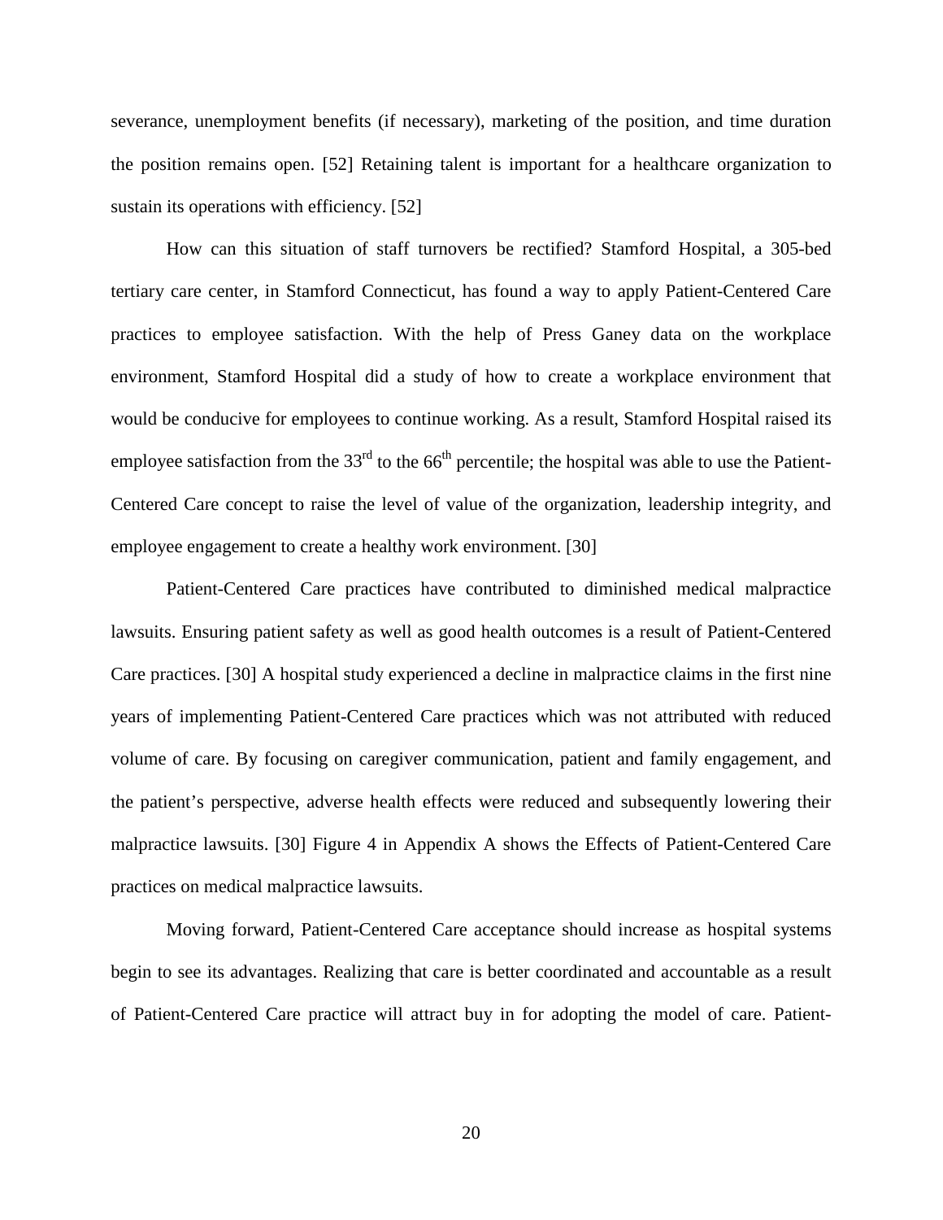severance, unemployment benefits (if necessary), marketing of the position, and time duration the position remains open. [52] Retaining talent is important for a healthcare organization to sustain its operations with efficiency. [52]

How can this situation of staff turnovers be rectified? Stamford Hospital, a 305-bed tertiary care center, in Stamford Connecticut, has found a way to apply Patient-Centered Care practices to employee satisfaction. With the help of Press Ganey data on the workplace environment, Stamford Hospital did a study of how to create a workplace environment that would be conducive for employees to continue working. As a result, Stamford Hospital raised its employee satisfaction from the 33rd to the 66th percentile; the hospital was able to use the Patient-Centered Care concept to raise the level of value of the organization, leadership integrity, and employee engagement to create a healthy work environment. [30]

Patient-Centered Care practices have contributed to diminished medical malpractice lawsuits. Ensuring patient safety as well as good health outcomes is a result of Patient-Centered Care practices. [30] A hospital study experienced a decline in malpractice claims in the first nine years of implementing Patient-Centered Care practices which was not attributed with reduced volume of care. By focusing on caregiver communication, patient and family engagement, and the patient's perspective, adverse health effects were reduced and subsequently lowering their malpractice lawsuits. [30] Figure 4 in Appendix A shows the Effects of Patient-Centered Care practices on medical malpractice lawsuits.

Moving forward, Patient-Centered Care acceptance should increase as hospital systems begin to see its advantages. Realizing that care is better coordinated and accountable as a result of Patient-Centered Care practice will attract buy in for adopting the model of care. Patient-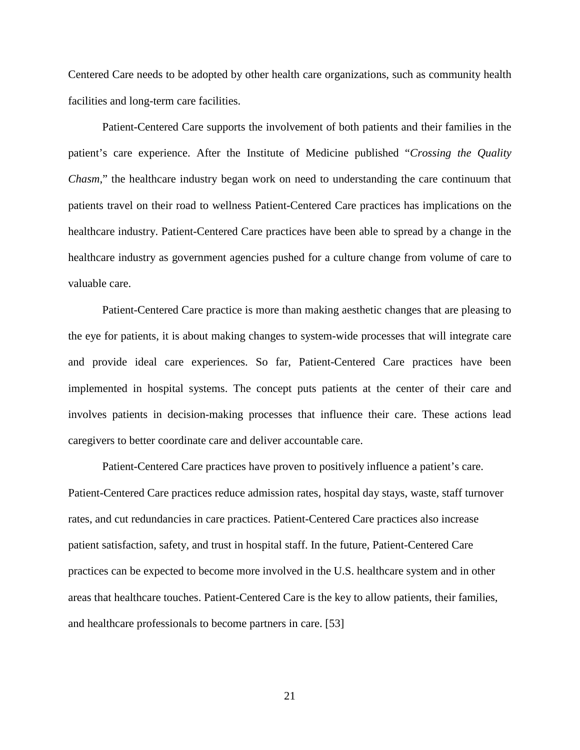Centered Care needs to be adopted by other health care organizations, such as community health facilities and long-term care facilities.

Patient-Centered Care supports the involvement of both patients and their families in the patient's care experience. After the Institute of Medicine published "*Crossing the Quality Chasm*," the healthcare industry began work on need to understanding the care continuum that patients travel on their road to wellness Patient-Centered Care practices has implications on the healthcare industry. Patient-Centered Care practices have been able to spread by a change in the healthcare industry as government agencies pushed for a culture change from volume of care to valuable care.

Patient-Centered Care practice is more than making aesthetic changes that are pleasing to the eye for patients, it is about making changes to system-wide processes that will integrate care and provide ideal care experiences. So far, Patient-Centered Care practices have been implemented in hospital systems. The concept puts patients at the center of their care and involves patients in decision-making processes that influence their care. These actions lead caregivers to better coordinate care and deliver accountable care.

Patient-Centered Care practices have proven to positively influence a patient's care. Patient-Centered Care practices reduce admission rates, hospital day stays, waste, staff turnover rates, and cut redundancies in care practices. Patient-Centered Care practices also increase patient satisfaction, safety, and trust in hospital staff. In the future, Patient-Centered Care practices can be expected to become more involved in the U.S. healthcare system and in other areas that healthcare touches. Patient-Centered Care is the key to allow patients, their families, and healthcare professionals to become partners in care. [53]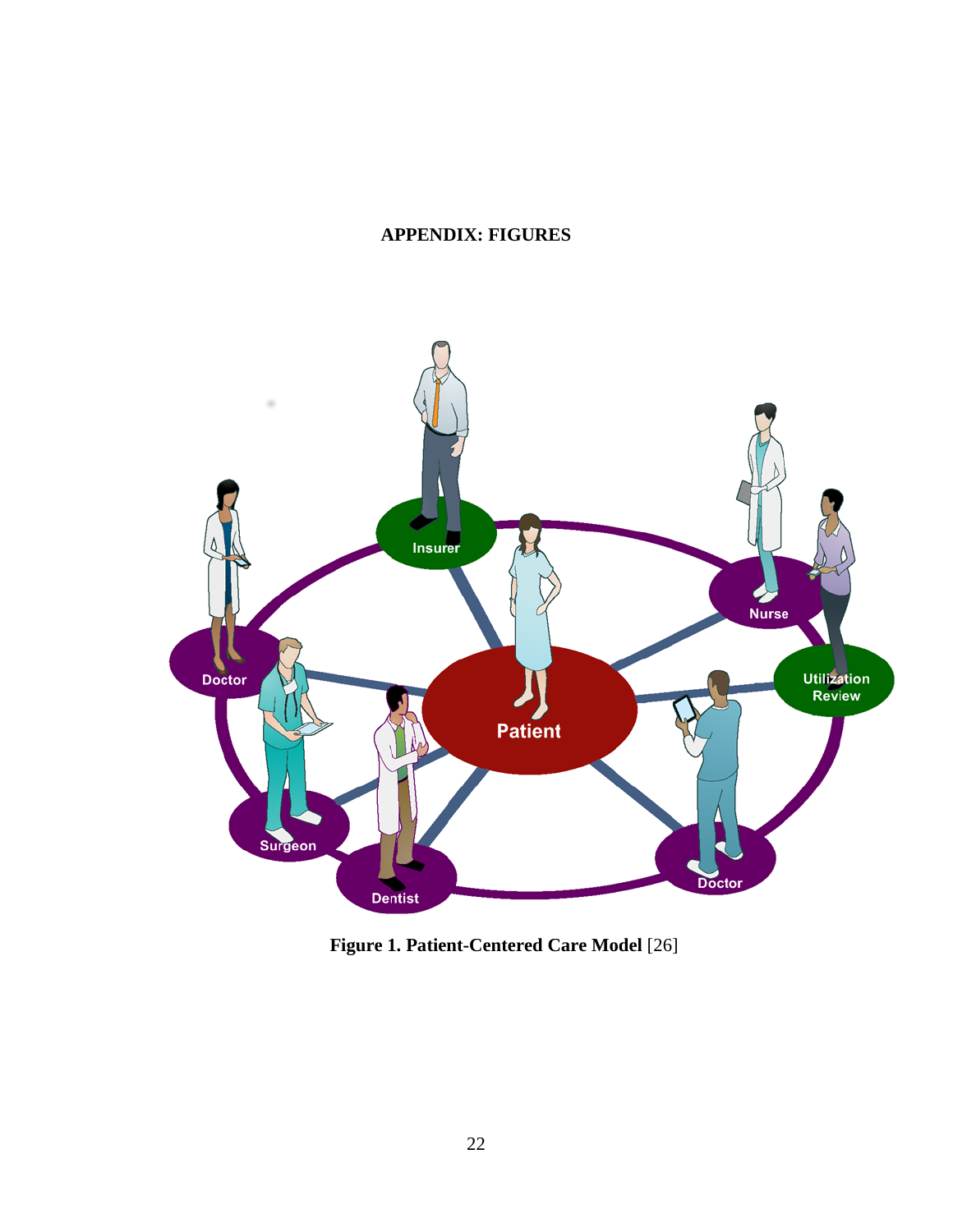## APPENDIX: FIGURES

**Figure 1. Patient-Centered Care Model** [26]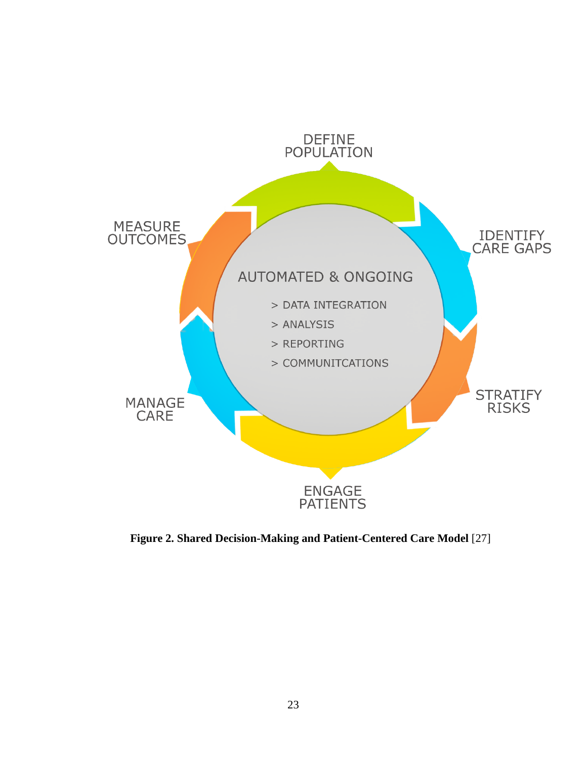DEFINE POPULATION

IDENTIFY CARE GAPS

STRATIFY RISKS

ENGAGE PATIENTS

MANAGE CARE

MEASURE OUTCOMES

AUTOMATED & ONGOING

> DATA INTEGRATION
> ANALYSIS
> REPORTING
> COMMUNITCATIONS

**Figure 2. Shared Decision-Making and Patient-Centered Care Model** [27]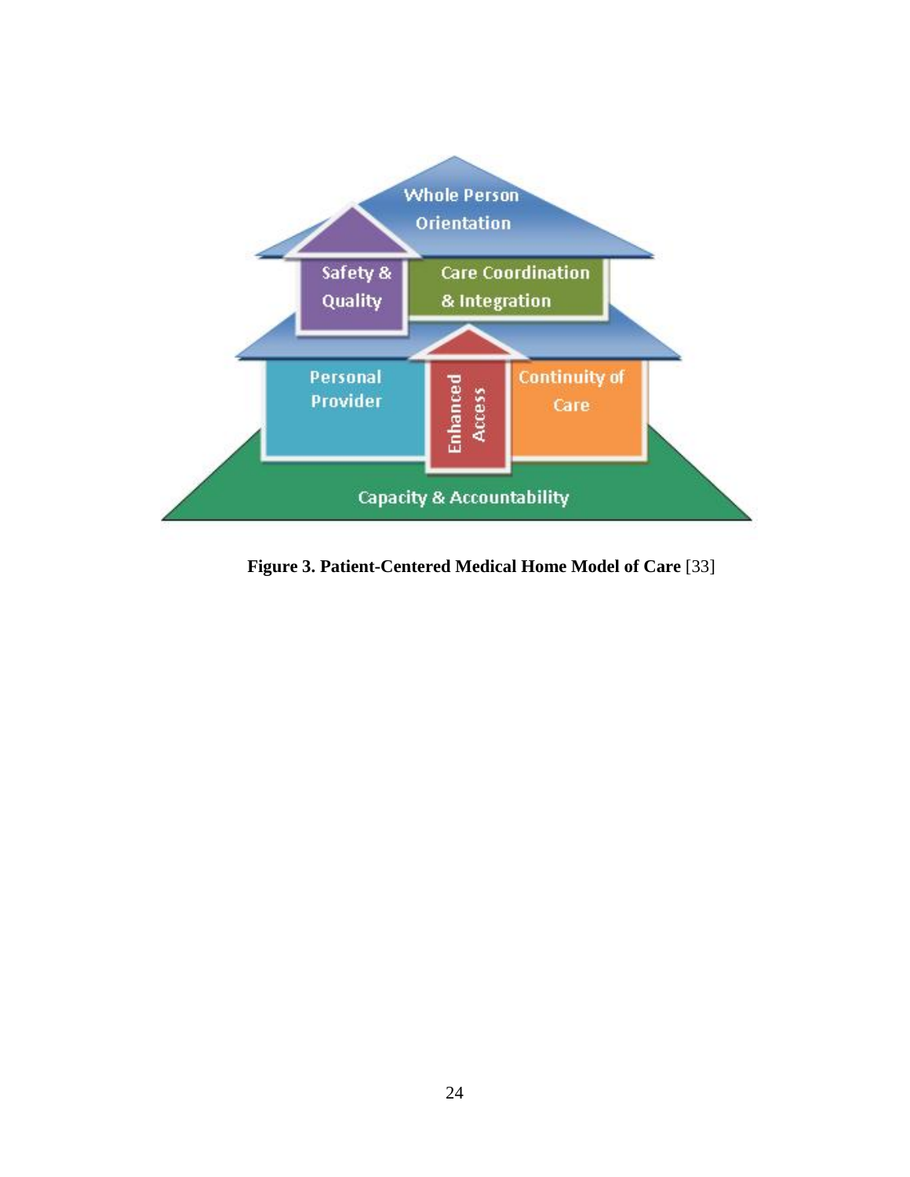**Figure 3. Patient-Centered Medical Home Model of Care** [33]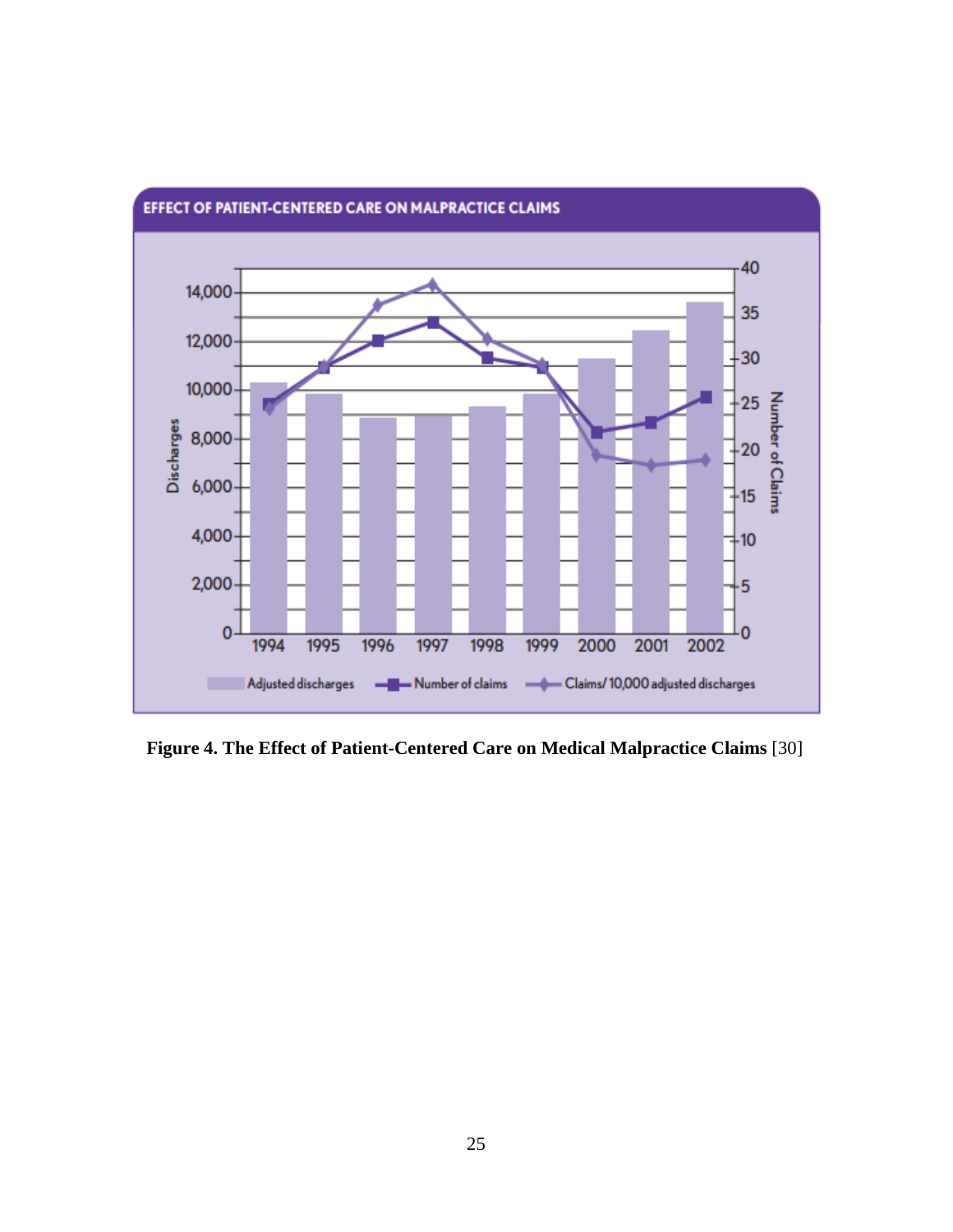**Figure 4. The Effect of Patient-Centered Care on Medical Malpractice Claims** [30]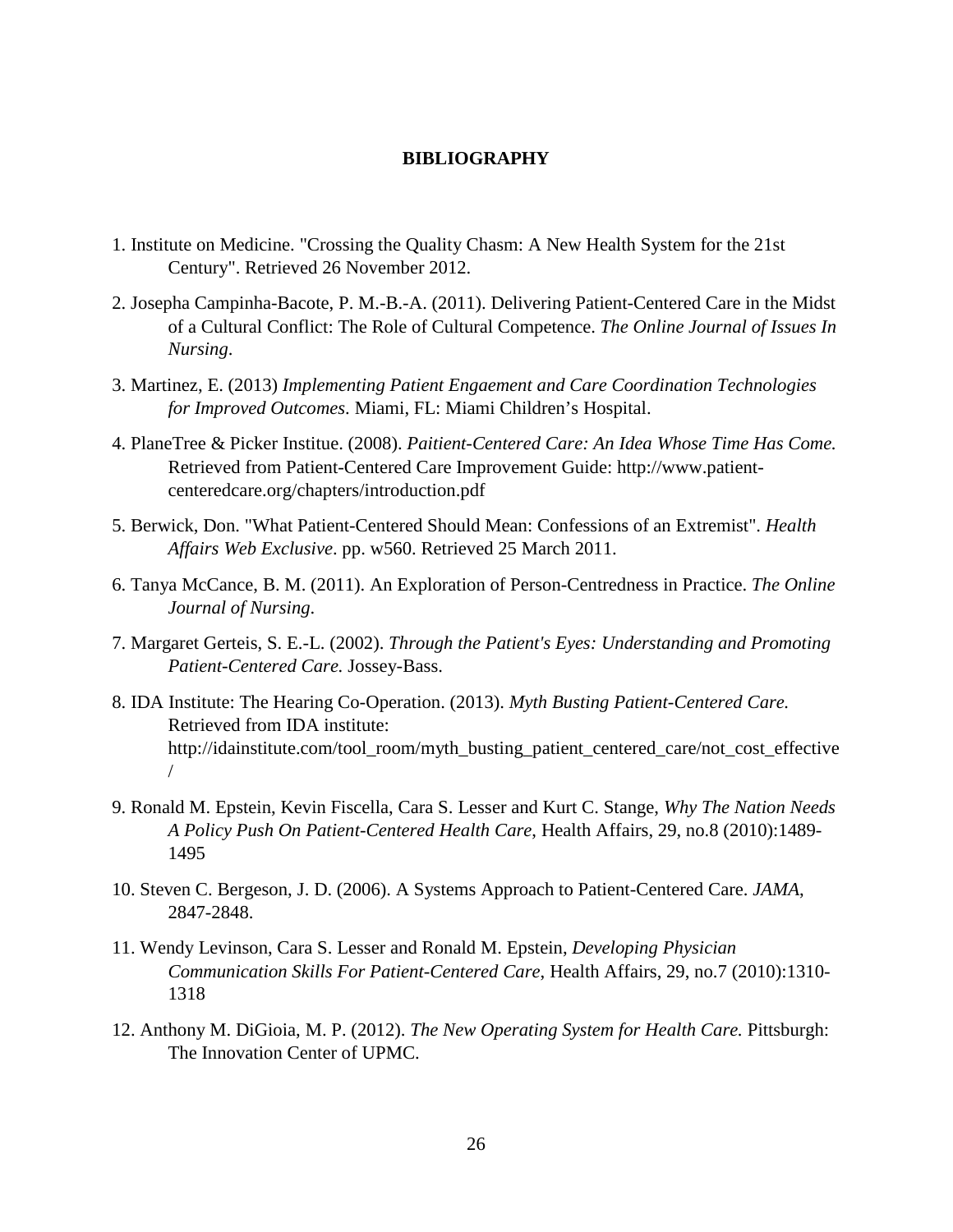# BIBLIOGRAPHY

1. Institute on Medicine. "Crossing the Quality Chasm: A New Health System for the 21st Century". Retrieved 26 November 2012.

2. Josepha Campinha-Bacote, P. M.-B.-A. (2011). Delivering Patient-Centered Care in the Midst of a Cultural Conflict: The Role of Cultural Competence. *The Online Journal of Issues In Nursing*.

3. Martinez, E. (2013) *Implementing Patient Engaement and Care Coordination Technologies for Improved Outcomes*. Miami, FL: Miami Children's Hospital.

4. PlaneTree & Picker Institue. (2008). *Paitient-Centered Care: An Idea Whose Time Has Come.* Retrieved from Patient-Centered Care Improvement Guide: http://www.patient-centeredcare.org/chapters/introduction.pdf

5. Berwick, Don. "What Patient-Centered Should Mean: Confessions of an Extremist". *Health Affairs Web Exclusive*. pp. w560. Retrieved 25 March 2011.

6. Tanya McCance, B. M. (2011). An Exploration of Person-Centredness in Practice. *The Online Journal of Nursing*.

7. Margaret Gerteis, S. E.-L. (2002). *Through the Patient's Eyes: Understanding and Promoting Patient-Centered Care.* Jossey-Bass.

8. IDA Institute: The Hearing Co-Operation. (2013). *Myth Busting Patient-Centered Care.* Retrieved from IDA institute: http://idainstitute.com/tool_room/myth_busting_patient_centered_care/not_cost_effective/

9. Ronald M. Epstein, Kevin Fiscella, Cara S. Lesser and Kurt C. Stange, *Why The Nation Needs A Policy Push On Patient-Centered Health Care*, Health Affairs, 29, no.8 (2010):1489-1495

10. Steven C. Bergeson, J. D. (2006). A Systems Approach to Patient-Centered Care. *JAMA*, 2847-2848.

11. Wendy Levinson, Cara S. Lesser and Ronald M. Epstein, *Developing Physician Communication Skills For Patient-Centered Care*, Health Affairs, 29, no.7 (2010):1310-1318

12. Anthony M. DiGioia, M. P. (2012). *The New Operating System for Health Care.* Pittsburgh: The Innovation Center of UPMC.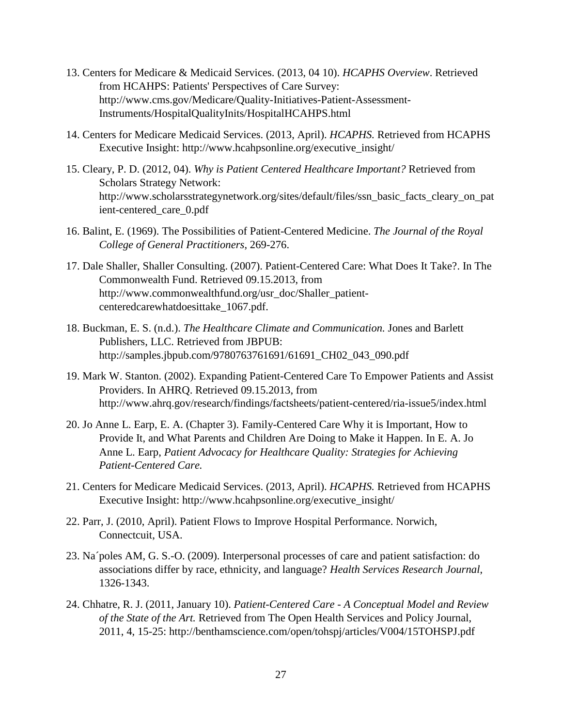13. Centers for Medicare & Medicaid Services. (2013, 04 10). *HCAPHS Overview*. Retrieved from HCAHPS: Patients' Perspectives of Care Survey: http://www.cms.gov/Medicare/Quality-Initiatives-Patient-Assessment-Instruments/HospitalQualityInits/HospitalHCAHPS.html

14. Centers for Medicare Medicaid Services. (2013, April). *HCAPHS.* Retrieved from HCAPHS Executive Insight: http://www.hcahpsonline.org/executive_insight/

15. Cleary, P. D. (2012, 04). *Why is Patient Centered Healthcare Important?* Retrieved from Scholars Strategy Network: http://www.scholarsstrategynetwork.org/sites/default/files/ssn_basic_facts_cleary_on_patient-centered_care_0.pdf

16. Balint, E. (1969). The Possibilities of Patient-Centered Medicine. *The Journal of the Royal College of General Practitioners*, 269-276.

17. Dale Shaller, Shaller Consulting. (2007). Patient-Centered Care: What Does It Take?. In The Commonwealth Fund. Retrieved 09.15.2013, from http://www.commonwealthfund.org/usr_doc/Shaller_patient-centeredcarewhatdoesittake_1067.pdf.

18. Buckman, E. S. (n.d.). *The Healthcare Climate and Communication.* Jones and Barlett Publishers, LLC. Retrieved from JBPUB: http://samples.jbpub.com/9780763761691/61691_CH02_043_090.pdf

19. Mark W. Stanton. (2002). Expanding Patient-Centered Care To Empower Patients and Assist Providers. In AHRQ. Retrieved 09.15.2013, from http://www.ahrq.gov/research/findings/factsheets/patient-centered/ria-issue5/index.html

20. Jo Anne L. Earp, E. A. (Chapter 3). Family-Centered Care Why it is Important, How to Provide It, and What Parents and Children Are Doing to Make it Happen. In E. A. Jo Anne L. Earp, *Patient Advocacy for Healthcare Quality: Strategies for Achieving Patient-Centered Care.*

21. Centers for Medicare Medicaid Services. (2013, April). *HCAPHS.* Retrieved from HCAPHS Executive Insight: http://www.hcahpsonline.org/executive_insight/

22. Parr, J. (2010, April). Patient Flows to Improve Hospital Performance. Norwich, Connectcuit, USA.

23. Na´poles AM, G. S.-O. (2009). Interpersonal processes of care and patient satisfaction: do associations differ by race, ethnicity, and language? *Health Services Research Journal*, 1326-1343.

24. Chhatre, R. J. (2011, January 10). *Patient-Centered Care - A Conceptual Model and Review of the State of the Art.* Retrieved from The Open Health Services and Policy Journal, 2011, 4, 15-25: http://benthamscience.com/open/tohspj/articles/V004/15TOHSPJ.pdf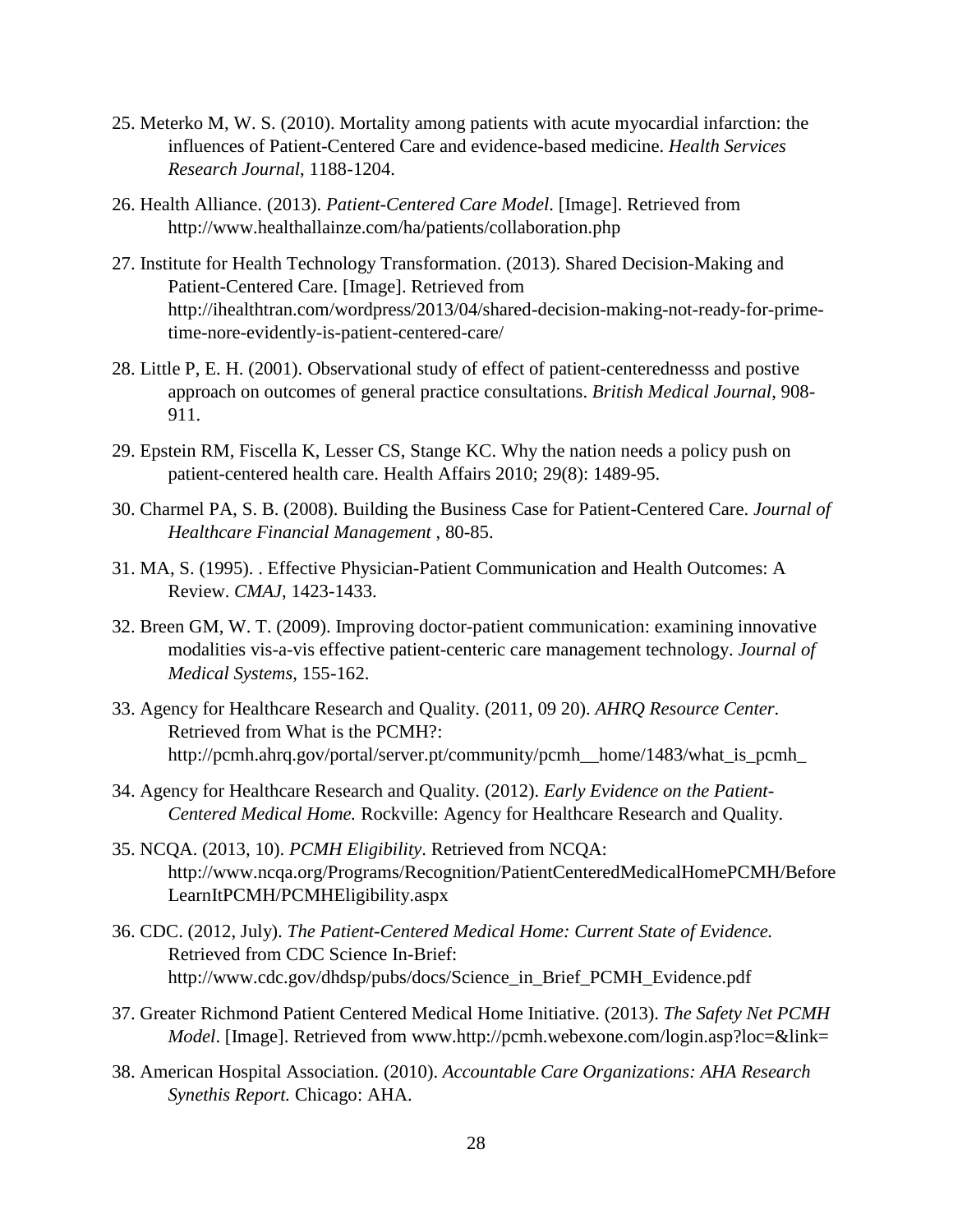25. Meterko M, W. S. (2010). Mortality among patients with acute myocardial infarction: the influences of Patient-Centered Care and evidence-based medicine. *Health Services Research Journal*, 1188-1204.

26. Health Alliance. (2013). *Patient-Centered Care Model*. [Image]. Retrieved from http://www.healthallainze.com/ha/patients/collaboration.php

27. Institute for Health Technology Transformation. (2013). Shared Decision-Making and Patient-Centered Care. [Image]. Retrieved from http://ihealthtran.com/wordpress/2013/04/shared-decision-making-not-ready-for-prime-time-nore-evidently-is-patient-centered-care/

28. Little P, E. H. (2001). Observational study of effect of patient-centerednesss and postive approach on outcomes of general practice consultations. *British Medical Journal*, 908-911.

29. Epstein RM, Fiscella K, Lesser CS, Stange KC. Why the nation needs a policy push on patient-centered health care. Health Affairs 2010; 29(8): 1489-95.

30. Charmel PA, S. B. (2008). Building the Business Case for Patient-Centered Care. *Journal of Healthcare Financial Management* , 80-85.

31. MA, S. (1995). . Effective Physician-Patient Communication and Health Outcomes: A Review. *CMAJ*, 1423-1433.

32. Breen GM, W. T. (2009). Improving doctor-patient communication: examining innovative modalities vis-a-vis effective patient-centeric care management technology. *Journal of Medical Systems*, 155-162.

33. Agency for Healthcare Research and Quality. (2011, 09 20). *AHRQ Resource Center*. Retrieved from What is the PCMH?: http://pcmh.ahrq.gov/portal/server.pt/community/pcmh__home/1483/what_is_pcmh_

34. Agency for Healthcare Research and Quality. (2012). *Early Evidence on the Patient-Centered Medical Home.* Rockville: Agency for Healthcare Research and Quality.

35. NCQA. (2013, 10). *PCMH Eligibility*. Retrieved from NCQA: http://www.ncqa.org/Programs/Recognition/PatientCenteredMedicalHomePCMH/BeforeLearnItPCMH/PCMHEligibility.aspx

36. CDC. (2012, July). *The Patient-Centered Medical Home: Current State of Evidence.* Retrieved from CDC Science In-Brief: http://www.cdc.gov/dhdsp/pubs/docs/Science_in_Brief_PCMH_Evidence.pdf

37. Greater Richmond Patient Centered Medical Home Initiative. (2013). *The Safety Net PCMH Model*. [Image]. Retrieved from www.http://pcmh.webexone.com/login.asp?loc=&link=

38. American Hospital Association. (2010). *Accountable Care Organizations: AHA Research Synethis Report.* Chicago: AHA.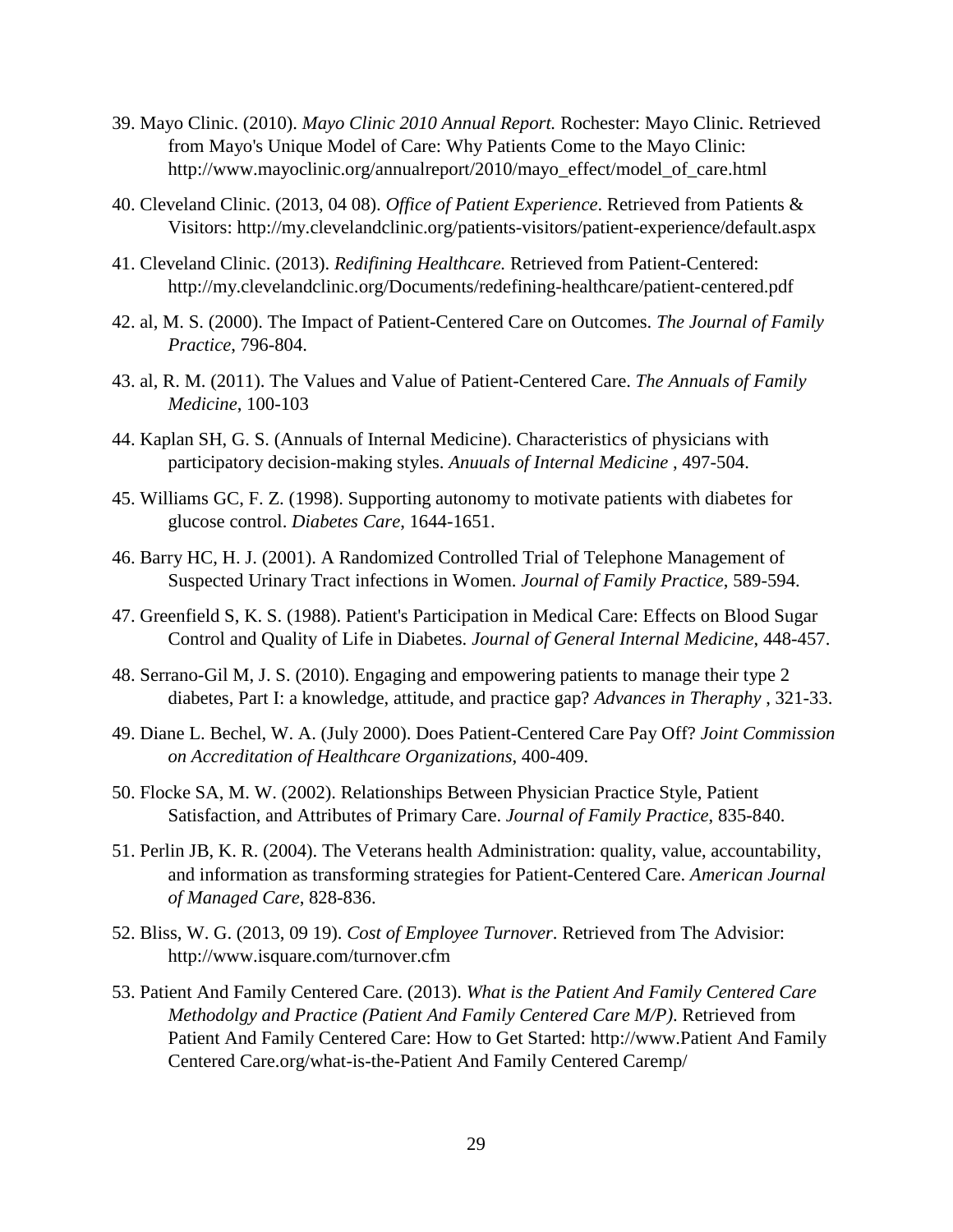39. Mayo Clinic. (2010). *Mayo Clinic 2010 Annual Report.* Rochester: Mayo Clinic. Retrieved from Mayo's Unique Model of Care: Why Patients Come to the Mayo Clinic: http://www.mayoclinic.org/annualreport/2010/mayo_effect/model_of_care.html

40. Cleveland Clinic. (2013, 04 08). *Office of Patient Experience*. Retrieved from Patients & Visitors: http://my.clevelandclinic.org/patients-visitors/patient-experience/default.aspx

41. Cleveland Clinic. (2013). *Redifining Healthcare.* Retrieved from Patient-Centered: http://my.clevelandclinic.org/Documents/redefining-healthcare/patient-centered.pdf

42. al, M. S. (2000). The Impact of Patient-Centered Care on Outcomes. *The Journal of Family Practice*, 796-804.

43. al, R. M. (2011). The Values and Value of Patient-Centered Care. *The Annuals of Family Medicine*, 100-103

44. Kaplan SH, G. S. (Annuals of Internal Medicine). Characteristics of physicians with participatory decision-making styles. *Anuuals of Internal Medicine* , 497-504.

45. Williams GC, F. Z. (1998). Supporting autonomy to motivate patients with diabetes for glucose control. *Diabetes Care*, 1644-1651.

46. Barry HC, H. J. (2001). A Randomized Controlled Trial of Telephone Management of Suspected Urinary Tract infections in Women. *Journal of Family Practice*, 589-594.

47. Greenfield S, K. S. (1988). Patient's Participation in Medical Care: Effects on Blood Sugar Control and Quality of Life in Diabetes. *Journal of General Internal Medicine*, 448-457.

48. Serrano-Gil M, J. S. (2010). Engaging and empowering patients to manage their type 2 diabetes, Part I: a knowledge, attitude, and practice gap? *Advances in Theraphy* , 321-33.

49. Diane L. Bechel, W. A. (July 2000). Does Patient-Centered Care Pay Off? *Joint Commission on Accreditation of Healthcare Organizations*, 400-409.

50. Flocke SA, M. W. (2002). Relationships Between Physician Practice Style, Patient Satisfaction, and Attributes of Primary Care. *Journal of Family Practice*, 835-840.

51. Perlin JB, K. R. (2004). The Veterans health Administration: quality, value, accountability, and information as transforming strategies for Patient-Centered Care. *American Journal of Managed Care*, 828-836.

52. Bliss, W. G. (2013, 09 19). *Cost of Employee Turnover*. Retrieved from The Advisior: http://www.isquare.com/turnover.cfm

53. Patient And Family Centered Care. (2013). *What is the Patient And Family Centered Care Methodolgy and Practice (Patient And Family Centered Care M/P)*. Retrieved from Patient And Family Centered Care: How to Get Started: http://www.Patient And Family Centered Care.org/what-is-the-Patient And Family Centered Caremp/